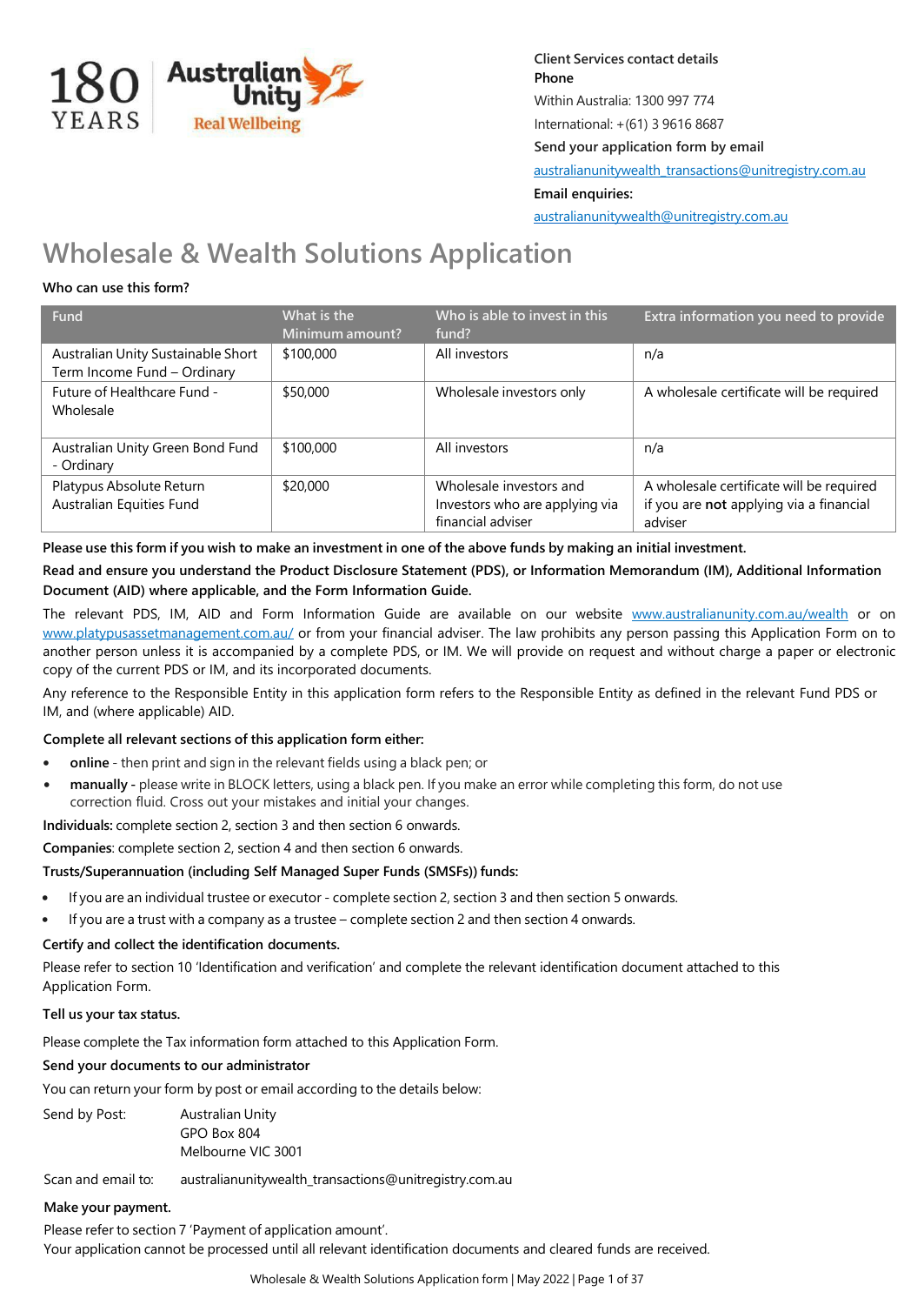180 YEARS | Australian Unity Real Wellbeing

**Client Services contact details**

**Phone**

Within Australia: 1300 997 774

International: +(61) 3 9616 8687

**Send your application form by email**

australianunitywealth_transactions@unitregistry.com.au

**Email enquiries:**

australianunitywealth@unitregistry.com.au

# Wholesale & Wealth Solutions Application

**Who can use this form?**

| Fund | What is the Minimum amount? | Who is able to invest in this fund? | Extra information you need to provide |
|---|---|---|---|
| Australian Unity Sustainable Short Term Income Fund – Ordinary | $100,000 | All investors | n/a |
| Future of Healthcare Fund - Wholesale | $50,000 | Wholesale investors only | A wholesale certificate will be required |
| Australian Unity Green Bond Fund - Ordinary | $100,000 | All investors | n/a |
| Platypus Absolute Return Australian Equities Fund | $20,000 | Wholesale investors and Investors who are applying via financial adviser | A wholesale certificate will be required if you are **not** applying via a financial adviser |

**Please use this form if you wish to make an investment in one of the above funds by making an initial investment.**

**Read and ensure you understand the Product Disclosure Statement (PDS), or Information Memorandum (IM), Additional Information Document (AID) where applicable, and the Form Information Guide.**

The relevant PDS, IM, AID and Form Information Guide are available on our website www.australianunity.com.au/wealth or on www.platypusassetmanagement.com.au/ or from your financial adviser. The law prohibits any person passing this Application Form on to another person unless it is accompanied by a complete PDS, or IM. We will provide on request and without charge a paper or electronic copy of the current PDS or IM, and its incorporated documents.

Any reference to the Responsible Entity in this application form refers to the Responsible Entity as defined in the relevant Fund PDS or IM, and (where applicable) AID.

**Complete all relevant sections of this application form either:**

- **online** - then print and sign in the relevant fields using a black pen; or
- **manually** - please write in BLOCK letters, using a black pen. If you make an error while completing this form, do not use correction fluid. Cross out your mistakes and initial your changes.

**Individuals:** complete section 2, section 3 and then section 6 onwards.

**Companies**: complete section 2, section 4 and then section 6 onwards.

**Trusts/Superannuation (including Self Managed Super Funds (SMSFs)) funds:**

- If you are an individual trustee or executor - complete section 2, section 3 and then section 5 onwards.
- If you are a trust with a company as a trustee – complete section 2 and then section 4 onwards.

**Certify and collect the identification documents.**

Please refer to section 10 'Identification and verification' and complete the relevant identification document attached to this Application Form.

**Tell us your tax status.**

Please complete the Tax information form attached to this Application Form.

**Send your documents to our administrator**

You can return your form by post or email according to the details below:

Send by Post: Australian Unity
GPO Box 804
Melbourne VIC 3001

Scan and email to: australianunitywealth_transactions@unitregistry.com.au

**Make your payment.**

Please refer to section 7 'Payment of application amount'.
Your application cannot be processed until all relevant identification documents and cleared funds are received.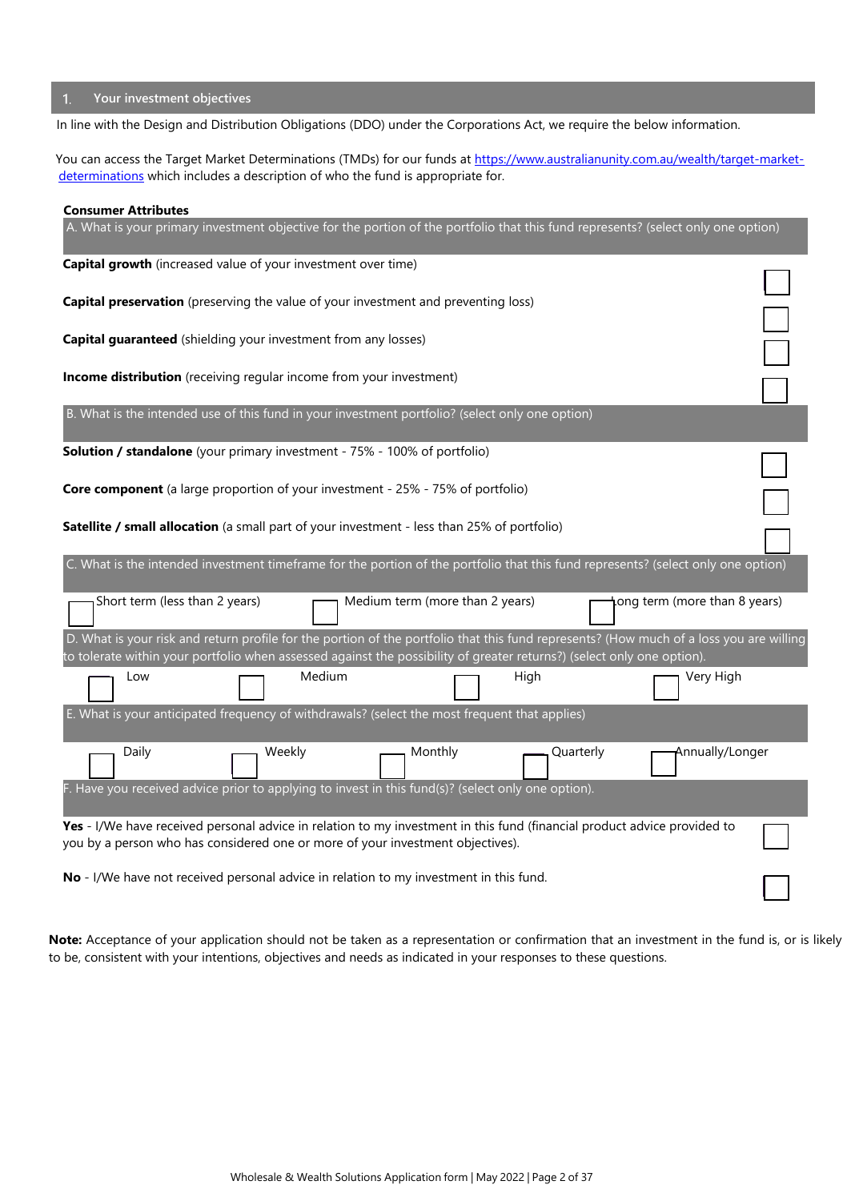## 1. Your investment objectives

In line with the Design and Distribution Obligations (DDO) under the Corporations Act, we require the below information.

You can access the Target Market Determinations (TMDs) for our funds at https://www.australianunity.com.au/wealth/target-market-determinations which includes a description of who the fund is appropriate for.

### Consumer Attributes

**A. What is your primary investment objective for the portion of the portfolio that this fund represents? (select only one option)**

- **Capital growth** (increased value of your investment over time) ☐
- **Capital preservation** (preserving the value of your investment and preventing loss) ☐
- **Capital guaranteed** (shielding your investment from any losses) ☐
- **Income distribution** (receiving regular income from your investment) ☐

**B. What is the intended use of this fund in your investment portfolio? (select only one option)**

- **Solution / standalone** (your primary investment - 75% - 100% of portfolio) ☐
- **Core component** (a large proportion of your investment - 25% - 75% of portfolio) ☐
- **Satellite / small allocation** (a small part of your investment - less than 25% of portfolio) ☐

**C. What is the intended investment timeframe for the portion of the portfolio that this fund represents? (select only one option)**

☐ Short term (less than 2 years) ☐ Medium term (more than 2 years) ☐ Long term (more than 8 years)

**D. What is your risk and return profile for the portion of the portfolio that this fund represents? (How much of a loss you are willing to tolerate within your portfolio when assessed against the possibility of greater returns?) (select only one option).**

☐ Low ☐ Medium ☐ High ☐ Very High

**E. What is your anticipated frequency of withdrawals? (select the most frequent that applies)**

☐ Daily ☐ Weekly ☐ Monthly ☐ Quarterly ☐ Annually/Longer

**F. Have you received advice prior to applying to invest in this fund(s)? (select only one option).**

- **Yes** - I/We have received personal advice in relation to my investment in this fund (financial product advice provided to you by a person who has considered one or more of your investment objectives). ☐
- **No** - I/We have not received personal advice in relation to my investment in this fund. ☐

**Note:** Acceptance of your application should not be taken as a representation or confirmation that an investment in the fund is, or is likely to be, consistent with your intentions, objectives and needs as indicated in your responses to these questions.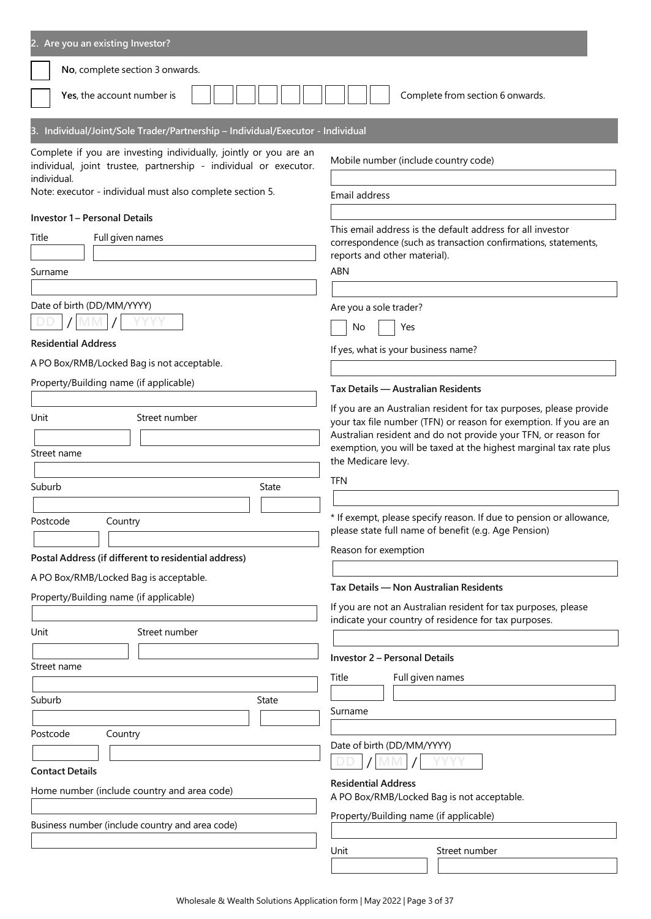## 2. Are you an existing Investor?

☐ **No**, complete section 3 onwards.

☐ **Yes**, the account number is ☐☐☐☐☐☐☐☐☐ Complete from section 6 onwards.

## 3. Individual/Joint/Sole Trader/Partnership – Individual/Executor - Individual

Complete if you are investing individually, jointly or you are an individual, joint trustee, partnership - individual or executor. individual.

Note: executor - individual must also complete section 5.

### Investor 1 – Personal Details

Title

Full given names

Surname

Date of birth (DD/MM/YYYY)

DD / MM / YYYY

**Residential Address**

A PO Box/RMB/Locked Bag is not acceptable.

Property/Building name (if applicable)

Unit

Street number

Street name

Suburb

State

Postcode

Country

**Postal Address (if different to residential address)**

A PO Box/RMB/Locked Bag is acceptable.

Property/Building name (if applicable)

Unit

Street number

Street name

Suburb

State

Postcode

Country

**Contact Details**

Home number (include country and area code)

Business number (include country and area code)

Mobile number (include country code)

Email address

This email address is the default address for all investor correspondence (such as transaction confirmations, statements, reports and other material).

ABN

Are you a sole trader?

☐ No ☐ Yes

If yes, what is your business name?

**Tax Details — Australian Residents**

If you are an Australian resident for tax purposes, please provide your tax file number (TFN) or reason for exemption. If you are an Australian resident and do not provide your TFN, or reason for exemption, you will be taxed at the highest marginal tax rate plus the Medicare levy.

TFN

* If exempt, please specify reason. If due to pension or allowance, please state full name of benefit (e.g. Age Pension)

Reason for exemption

**Tax Details — Non Australian Residents**

If you are not an Australian resident for tax purposes, please indicate your country of residence for tax purposes.

### Investor 2 – Personal Details

Title

Full given names

Surname

Date of birth (DD/MM/YYYY)

DD / MM / YYYY

**Residential Address**

A PO Box/RMB/Locked Bag is not acceptable.

Property/Building name (if applicable)

Unit

Street number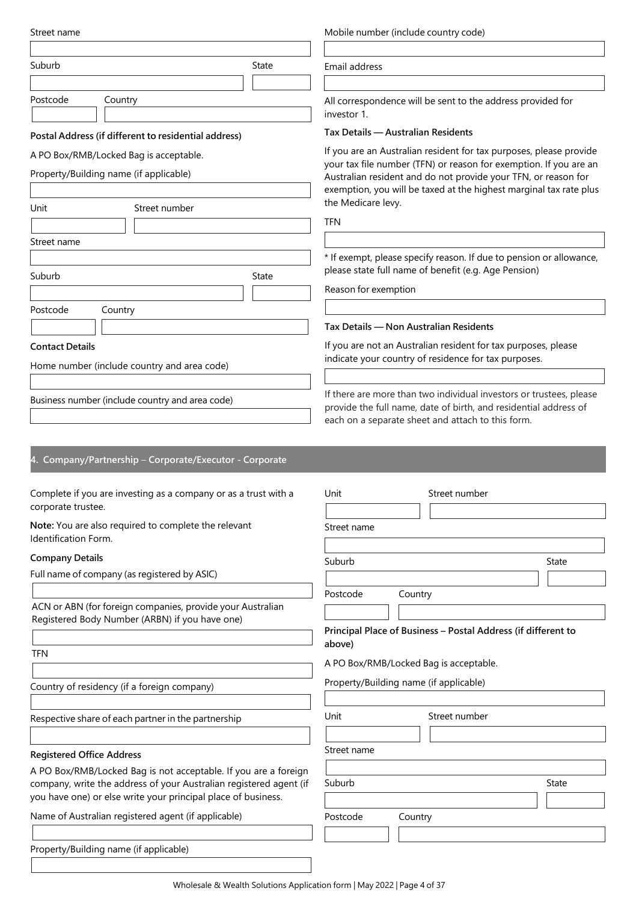Street name

Suburb

State

Postcode

Country

**Postal Address (if different to residential address)**

A PO Box/RMB/Locked Bag is acceptable.

Property/Building name (if applicable)

Unit

Street number

Street name

Suburb

State

Postcode

Country

**Contact Details**

Home number (include country and area code)

Business number (include country and area code)

Mobile number (include country code)

Email address

All correspondence will be sent to the address provided for investor 1.

**Tax Details — Australian Residents**

If you are an Australian resident for tax purposes, please provide your tax file number (TFN) or reason for exemption. If you are an Australian resident and do not provide your TFN, or reason for exemption, you will be taxed at the highest marginal tax rate plus the Medicare levy.

TFN

* If exempt, please specify reason. If due to pension or allowance, please state full name of benefit (e.g. Age Pension)

Reason for exemption

**Tax Details — Non Australian Residents**

If you are not an Australian resident for tax purposes, please indicate your country of residence for tax purposes.

If there are more than two individual investors or trustees, please provide the full name, date of birth, and residential address of each on a separate sheet and attach to this form.

## 4. Company/Partnership – Corporate/Executor - Corporate

Complete if you are investing as a company or as a trust with a corporate trustee.

**Note:** You are also required to complete the relevant Identification Form.

**Company Details**

Full name of company (as registered by ASIC)

ACN or ABN (for foreign companies, provide your Australian Registered Body Number (ARBN) if you have one)

TFN

Country of residency (if a foreign company)

Respective share of each partner in the partnership

**Registered Office Address**

A PO Box/RMB/Locked Bag is not acceptable. If you are a foreign company, write the address of your Australian registered agent (if you have one) or else write your principal place of business.

Name of Australian registered agent (if applicable)

Property/Building name (if applicable)

Unit

Street number

Street name

Suburb

State

Postcode

Country

**Principal Place of Business – Postal Address (if different to above)**

A PO Box/RMB/Locked Bag is acceptable.

Property/Building name (if applicable)

Unit

Street number

Street name

Suburb

State

Postcode

Country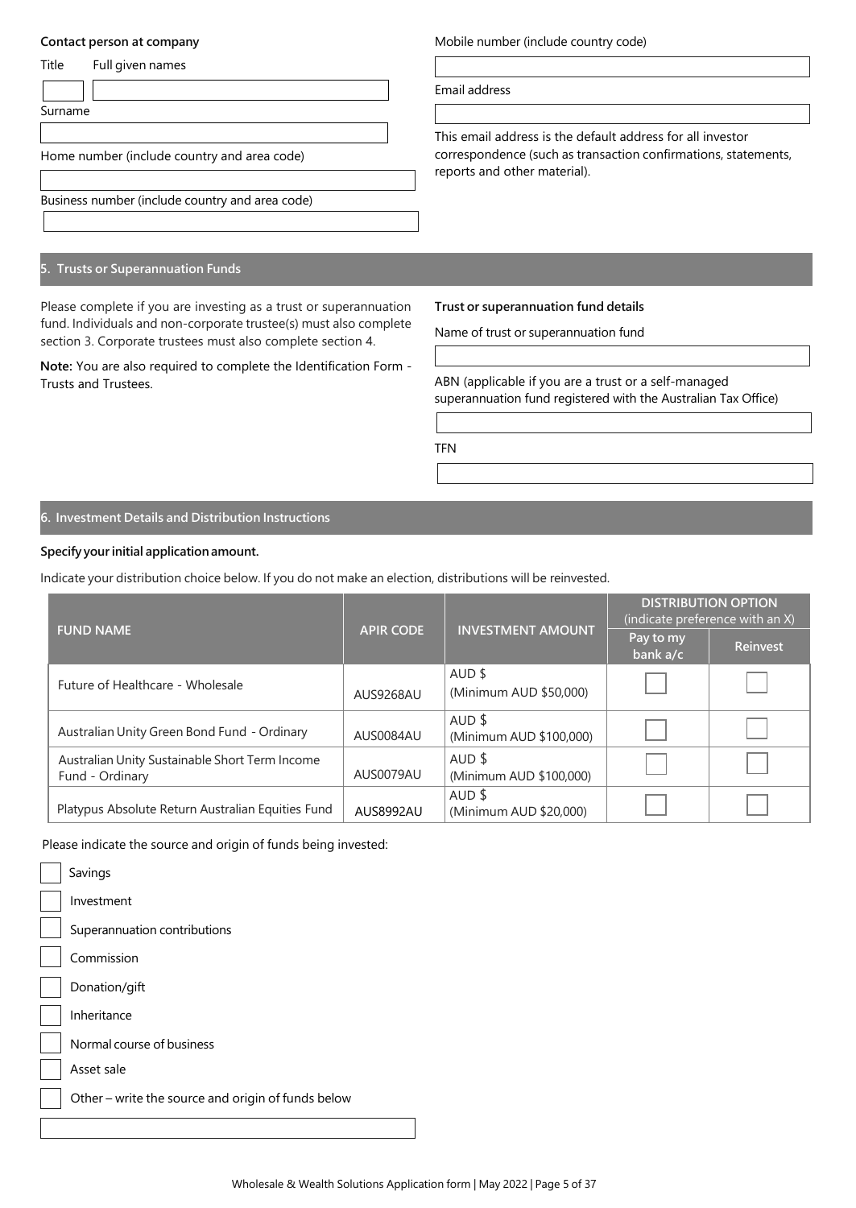**Contact person at company**

Title | Full given names

Surname

Home number (include country and area code)

Business number (include country and area code)

Mobile number (include country code)

Email address

This email address is the default address for all investor correspondence (such as transaction confirmations, statements, reports and other material).

## 5. Trusts or Superannuation Funds

Please complete if you are investing as a trust or superannuation fund. Individuals and non-corporate trustee(s) must also complete section 3. Corporate trustees must also complete section 4.

**Note:** You are also required to complete the Identification Form - Trusts and Trustees.

**Trust or superannuation fund details**

Name of trust or superannuation fund

ABN (applicable if you are a trust or a self-managed superannuation fund registered with the Australian Tax Office)

TFN

## 6. Investment Details and Distribution Instructions

**Specify your initial application amount.**

Indicate your distribution choice below. If you do not make an election, distributions will be reinvested.

| FUND NAME | APIR CODE | INVESTMENT AMOUNT | DISTRIBUTION OPTION (indicate preference with an X) | |
|---|---|---|---|---|
| | | | Pay to my bank a/c | Reinvest |
| Future of Healthcare - Wholesale | AUS9268AU | AUD $ (Minimum AUD $50,000) | ☐ | ☐ |
| Australian Unity Green Bond Fund - Ordinary | AUS0084AU | AUD $ (Minimum AUD $100,000) | ☐ | ☐ |
| Australian Unity Sustainable Short Term Income Fund - Ordinary | AUS0079AU | AUD $ (Minimum AUD $100,000) | ☐ | ☐ |
| Platypus Absolute Return Australian Equities Fund | AUS8992AU | AUD $ (Minimum AUD $20,000) | ☐ | ☐ |

Please indicate the source and origin of funds being invested:

- ☐ Savings
- ☐ Investment
- ☐ Superannuation contributions
- ☐ Commission
- ☐ Donation/gift
- ☐ Inheritance
- ☐ Normal course of business
- ☐ Asset sale
- ☐ Other – write the source and origin of funds below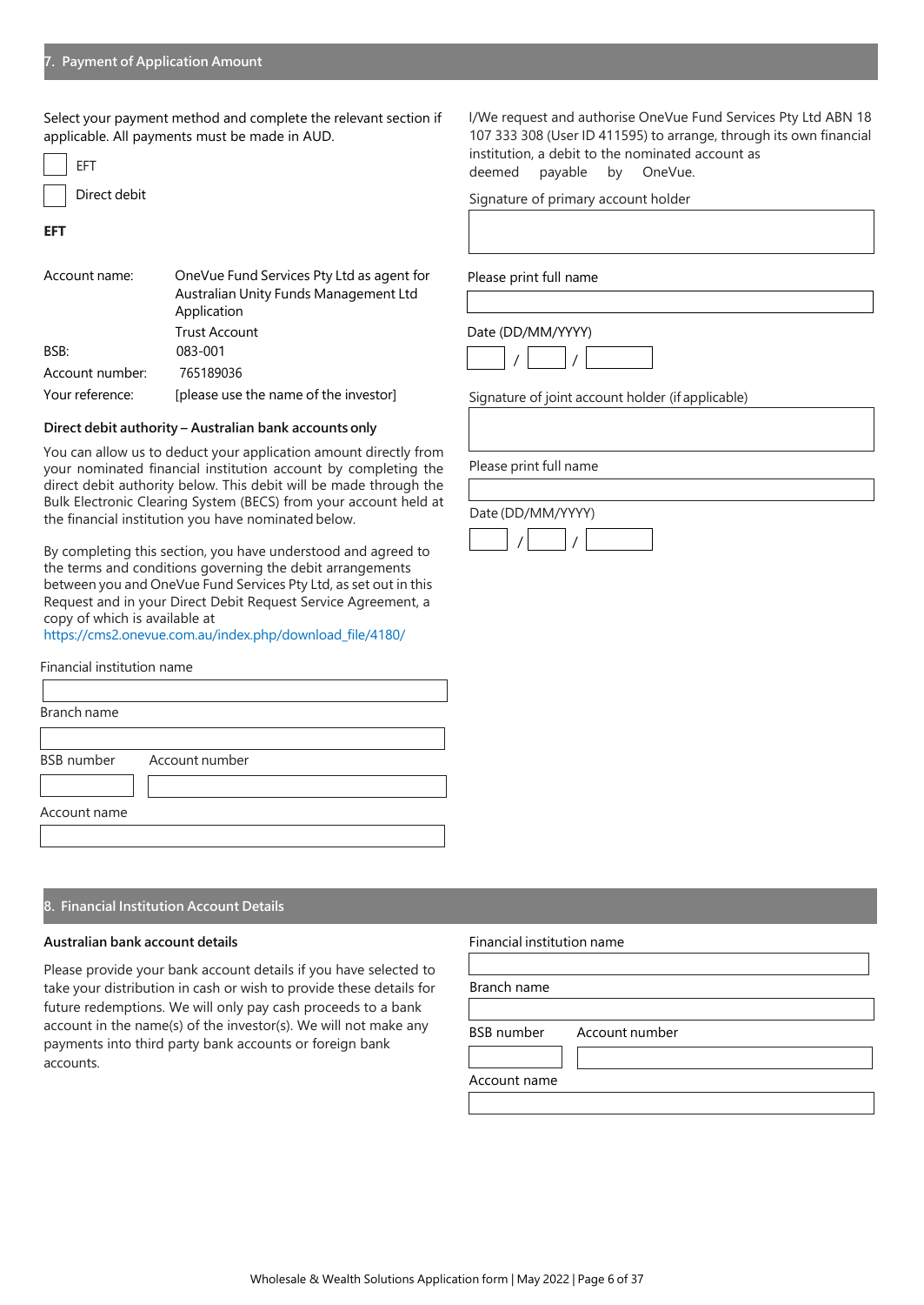## 7. Payment of Application Amount

Select your payment method and complete the relevant section if applicable. All payments must be made in AUD.

☐ EFT

☐ Direct debit

**EFT**

| | |
|---|---|
| Account name: | OneVue Fund Services Pty Ltd as agent for Australian Unity Funds Management Ltd Application Trust Account |
| BSB: | 083-001 |
| Account number: | 765189036 |
| Your reference: | [please use the name of the investor] |

**Direct debit authority – Australian bank accounts only**

You can allow us to deduct your application amount directly from your nominated financial institution account by completing the direct debit authority below. This debit will be made through the Bulk Electronic Clearing System (BECS) from your account held at the financial institution you have nominated below.

By completing this section, you have understood and agreed to the terms and conditions governing the debit arrangements between you and OneVue Fund Services Pty Ltd, as set out in this Request and in your Direct Debit Request Service Agreement, a copy of which is available at https://cms2.onevue.com.au/index.php/download_file/4180/

Financial institution name

Branch name

BSB number &emsp; Account number

Account name

I/We request and authorise OneVue Fund Services Pty Ltd ABN 18 107 333 308 (User ID 411595) to arrange, through its own financial institution, a debit to the nominated account as deemed payable by OneVue.

Signature of primary account holder

Please print full name

Date (DD/MM/YYYY) &emsp; / &emsp; /

Signature of joint account holder (if applicable)

Please print full name

Date (DD/MM/YYYY) &emsp; / &emsp; /

## 8. Financial Institution Account Details

**Australian bank account details**

Please provide your bank account details if you have selected to take your distribution in cash or wish to provide these details for future redemptions. We will only pay cash proceeds to a bank account in the name(s) of the investor(s). We will not make any payments into third party bank accounts or foreign bank accounts.

Financial institution name

Branch name

BSB number &emsp; Account number

Account name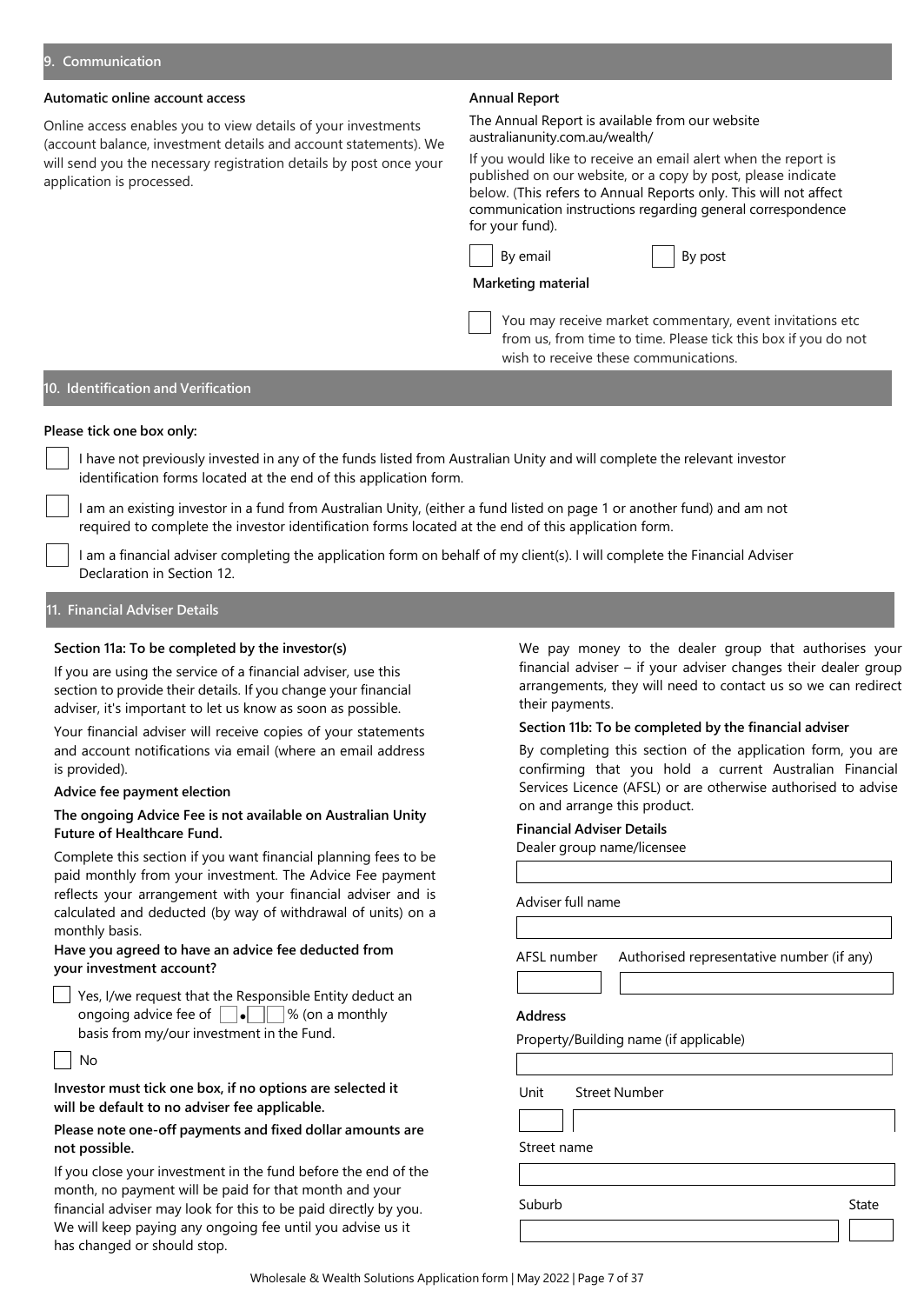## 9. Communication

**Automatic online account access**

Online access enables you to view details of your investments (account balance, investment details and account statements). We will send you the necessary registration details by post once your application is processed.

**Annual Report**

The Annual Report is available from our website australianunity.com.au/wealth/

If you would like to receive an email alert when the report is published on our website, or a copy by post, please indicate below. (This refers to Annual Reports only. This will not affect communication instructions regarding general correspondence for your fund).

☐ By email ☐ By post

**Marketing material**

☐ You may receive market commentary, event invitations etc from us, from time to time. Please tick this box if you do not wish to receive these communications.

## 10. Identification and Verification

**Please tick one box only:**

☐ I have not previously invested in any of the funds listed from Australian Unity and will complete the relevant investor identification forms located at the end of this application form.

☐ I am an existing investor in a fund from Australian Unity, (either a fund listed on page 1 or another fund) and am not required to complete the investor identification forms located at the end of this application form.

☐ I am a financial adviser completing the application form on behalf of my client(s). I will complete the Financial Adviser Declaration in Section 12.

## 11. Financial Adviser Details

**Section 11a: To be completed by the investor(s)**

If you are using the service of a financial adviser, use this section to provide their details. If you change your financial adviser, it's important to let us know as soon as possible.

Your financial adviser will receive copies of your statements and account notifications via email (where an email address is provided).

**Advice fee payment election**

**The ongoing Advice Fee is not available on Australian Unity Future of Healthcare Fund.**

Complete this section if you want financial planning fees to be paid monthly from your investment. The Advice Fee payment reflects your arrangement with your financial adviser and is calculated and deducted (by way of withdrawal of units) on a monthly basis.

**Have you agreed to have an advice fee deducted from your investment account?**

☐ Yes, I/we request that the Responsible Entity deduct an ongoing advice fee of ☐.☐☐ % (on a monthly basis from my/our investment in the Fund.

☐ No

**Investor must tick one box, if no options are selected it will be default to no adviser fee applicable.**

**Please note one-off payments and fixed dollar amounts are not possible.**

If you close your investment in the fund before the end of the month, no payment will be paid for that month and your financial adviser may look for this to be paid directly by you. We will keep paying any ongoing fee until you advise us it has changed or should stop.

We pay money to the dealer group that authorises your financial adviser – if your adviser changes their dealer group arrangements, they will need to contact us so we can redirect their payments.

**Section 11b: To be completed by the financial adviser**

By completing this section of the application form, you are confirming that you hold a current Australian Financial Services Licence (AFSL) or are otherwise authorised to advise on and arrange this product.

**Financial Adviser Details**

Dealer group name/licensee

Adviser full name

AFSL number

Authorised representative number (if any)

**Address**

Property/Building name (if applicable)

Unit

Street Number

Street name

Suburb

State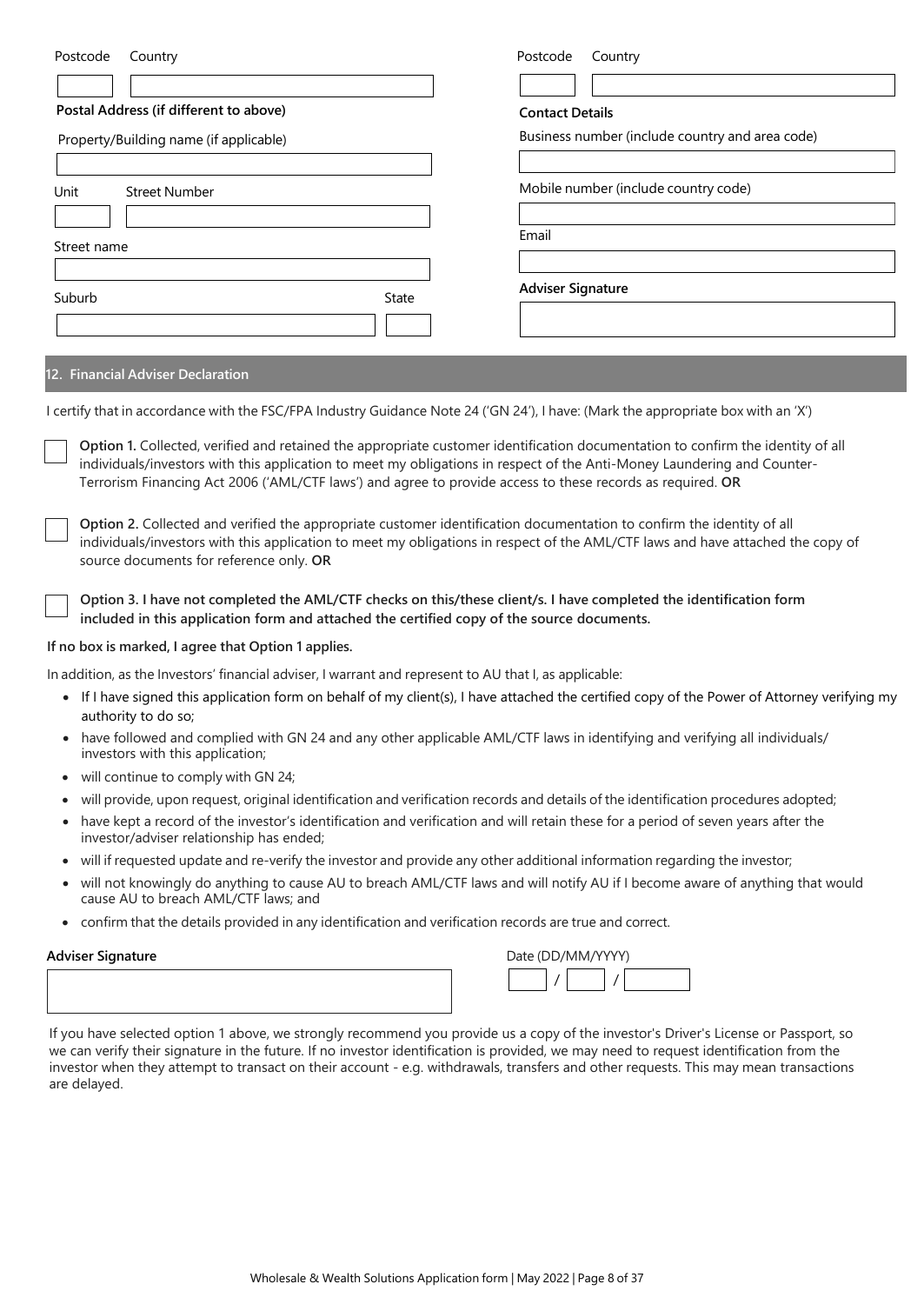Postcode Country

**Postal Address (if different to above)**

Property/Building name (if applicable)

Unit Street Number

Street name

Suburb State

Postcode Country

**Contact Details**

Business number (include country and area code)

Mobile number (include country code)

Email

**Adviser Signature**

## 12. Financial Adviser Declaration

I certify that in accordance with the FSC/FPA Industry Guidance Note 24 ('GN 24'), I have: (Mark the appropriate box with an 'X')

☐ **Option 1.** Collected, verified and retained the appropriate customer identification documentation to confirm the identity of all individuals/investors with this application to meet my obligations in respect of the Anti-Money Laundering and Counter-Terrorism Financing Act 2006 ('AML/CTF laws') and agree to provide access to these records as required. **OR**

☐ **Option 2.** Collected and verified the appropriate customer identification documentation to confirm the identity of all individuals/investors with this application to meet my obligations in respect of the AML/CTF laws and have attached the copy of source documents for reference only. **OR**

☐ **Option 3. I have not completed the AML/CTF checks on this/these client/s. I have completed the identification form included in this application form and attached the certified copy of the source documents.**

**If no box is marked, I agree that Option 1 applies.**

In addition, as the Investors' financial adviser, I warrant and represent to AU that I, as applicable:

- If I have signed this application form on behalf of my client(s), I have attached the certified copy of the Power of Attorney verifying my authority to do so;
- have followed and complied with GN 24 and any other applicable AML/CTF laws in identifying and verifying all individuals/ investors with this application;
- will continue to comply with GN 24;
- will provide, upon request, original identification and verification records and details of the identification procedures adopted;
- have kept a record of the investor's identification and verification and will retain these for a period of seven years after the investor/adviser relationship has ended;
- will if requested update and re-verify the investor and provide any other additional information regarding the investor;
- will not knowingly do anything to cause AU to breach AML/CTF laws and will notify AU if I become aware of anything that would cause AU to breach AML/CTF laws; and
- confirm that the details provided in any identification and verification records are true and correct.

**Adviser Signature**

Date (DD/MM/YYYY) / /

If you have selected option 1 above, we strongly recommend you provide us a copy of the investor's Driver's License or Passport, so we can verify their signature in the future. If no investor identification is provided, we may need to request identification from the investor when they attempt to transact on their account - e.g. withdrawals, transfers and other requests. This may mean transactions are delayed.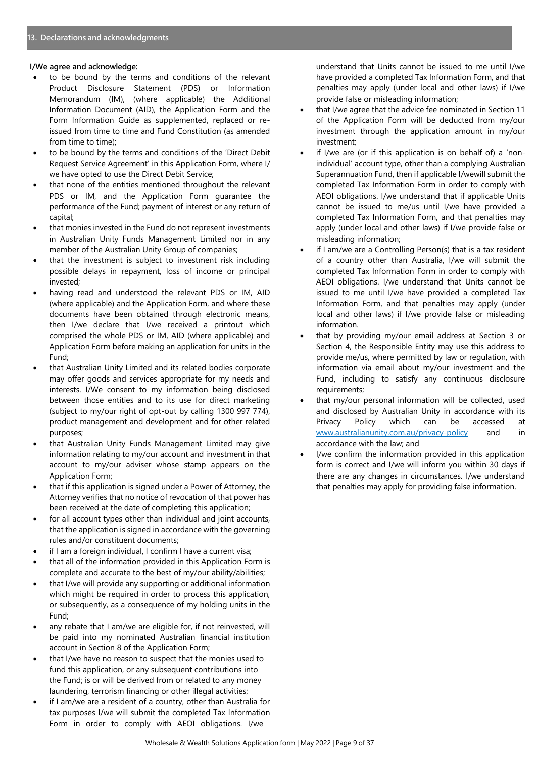## 13. Declarations and acknowledgments

**I/We agree and acknowledge:**

- to be bound by the terms and conditions of the relevant Product Disclosure Statement (PDS) or Information Memorandum (IM), (where applicable) the Additional Information Document (AID), the Application Form and the Form Information Guide as supplemented, replaced or re-issued from time to time and Fund Constitution (as amended from time to time);
- to be bound by the terms and conditions of the 'Direct Debit Request Service Agreement' in this Application Form, where I/we have opted to use the Direct Debit Service;
- that none of the entities mentioned throughout the relevant PDS or IM, and the Application Form guarantee the performance of the Fund; payment of interest or any return of capital;
- that monies invested in the Fund do not represent investments in Australian Unity Funds Management Limited nor in any member of the Australian Unity Group of companies;
- that the investment is subject to investment risk including possible delays in repayment, loss of income or principal invested;
- having read and understood the relevant PDS or IM, AID (where applicable) and the Application Form, and where these documents have been obtained through electronic means, then I/we declare that I/we received a printout which comprised the whole PDS or IM, AID (where applicable) and Application Form before making an application for units in the Fund;
- that Australian Unity Limited and its related bodies corporate may offer goods and services appropriate for my needs and interests. I/We consent to my information being disclosed between those entities and to its use for direct marketing (subject to my/our right of opt-out by calling 1300 997 774), product management and development and for other related purposes;
- that Australian Unity Funds Management Limited may give information relating to my/our account and investment in that account to my/our adviser whose stamp appears on the Application Form;
- that if this application is signed under a Power of Attorney, the Attorney verifies that no notice of revocation of that power has been received at the date of completing this application;
- for all account types other than individual and joint accounts, that the application is signed in accordance with the governing rules and/or constituent documents;
- if I am a foreign individual, I confirm I have a current visa;
- that all of the information provided in this Application Form is complete and accurate to the best of my/our ability/abilities;
- that I/we will provide any supporting or additional information which might be required in order to process this application, or subsequently, as a consequence of my holding units in the Fund;
- any rebate that I am/we are eligible for, if not reinvested, will be paid into my nominated Australian financial institution account in Section 8 of the Application Form;
- that I/we have no reason to suspect that the monies used to fund this application, or any subsequent contributions into the Fund; is or will be derived from or related to any money laundering, terrorism financing or other illegal activities;
- if I am/we are a resident of a country, other than Australia for tax purposes I/we will submit the completed Tax Information Form in order to comply with AEOI obligations. I/we understand that Units cannot be issued to me until I/we have provided a completed Tax Information Form, and that penalties may apply (under local and other laws) if I/we provide false or misleading information;
- that I/we agree that the advice fee nominated in Section 11 of the Application Form will be deducted from my/our investment through the application amount in my/our investment;
- if I/we are (or if this application is on behalf of) a 'non-individual' account type, other than a complying Australian Superannuation Fund, then if applicable I/wewill submit the completed Tax Information Form in order to comply with AEOI obligations. I/we understand that if applicable Units cannot be issued to me/us until I/we have provided a completed Tax Information Form, and that penalties may apply (under local and other laws) if I/we provide false or misleading information;
- if I am/we are a Controlling Person(s) that is a tax resident of a country other than Australia, I/we will submit the completed Tax Information Form in order to comply with AEOI obligations. I/we understand that Units cannot be issued to me until I/we have provided a completed Tax Information Form, and that penalties may apply (under local and other laws) if I/we provide false or misleading information.
- that by providing my/our email address at Section 3 or Section 4, the Responsible Entity may use this address to provide me/us, where permitted by law or regulation, with information via email about my/our investment and the Fund, including to satisfy any continuous disclosure requirements;
- that my/our personal information will be collected, used and disclosed by Australian Unity in accordance with its Privacy Policy which can be accessed at www.australianunity.com.au/privacy-policy and in accordance with the law; and
- I/we confirm the information provided in this application form is correct and I/we will inform you within 30 days if there are any changes in circumstances. I/we understand that penalties may apply for providing false information.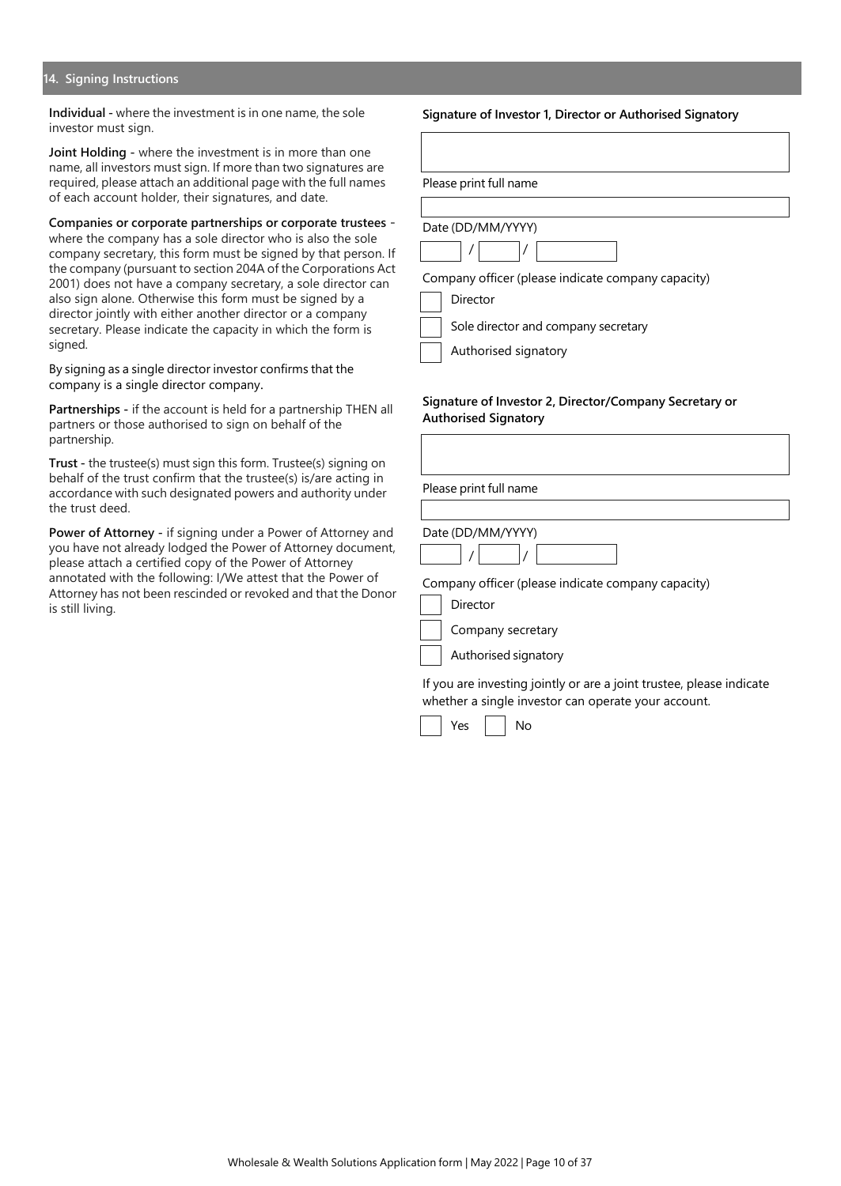## 14. Signing Instructions

**Individual -** where the investment is in one name, the sole investor must sign.

**Joint Holding -** where the investment is in more than one name, all investors must sign. If more than two signatures are required, please attach an additional page with the full names of each account holder, their signatures, and date.

**Companies or corporate partnerships or corporate trustees -** where the company has a sole director who is also the sole company secretary, this form must be signed by that person. If the company (pursuant to section 204A of the Corporations Act 2001) does not have a company secretary, a sole director can also sign alone. Otherwise this form must be signed by a director jointly with either another director or a company secretary. Please indicate the capacity in which the form is signed.

By signing as a single director investor confirms that the company is a single director company.

**Partnerships -** if the account is held for a partnership THEN all partners or those authorised to sign on behalf of the partnership.

**Trust -** the trustee(s) must sign this form. Trustee(s) signing on behalf of the trust confirm that the trustee(s) is/are acting in accordance with such designated powers and authority under the trust deed.

**Power of Attorney -** if signing under a Power of Attorney and you have not already lodged the Power of Attorney document, please attach a certified copy of the Power of Attorney annotated with the following: I/We attest that the Power of Attorney has not been rescinded or revoked and that the Donor is still living.

**Signature of Investor 1, Director or Authorised Signatory**

Please print full name

Date (DD/MM/YYYY)

\_\_\_ / \_\_\_ / \_\_\_\_\_

Company officer (please indicate company capacity)

- ☐ Director
- ☐ Sole director and company secretary
- ☐ Authorised signatory

**Signature of Investor 2, Director/Company Secretary or Authorised Signatory**

Please print full name

Date (DD/MM/YYYY)

\_\_\_ / \_\_\_ / \_\_\_\_\_

Company officer (please indicate company capacity)

- ☐ Director
- ☐ Company secretary
- ☐ Authorised signatory

If you are investing jointly or are a joint trustee, please indicate whether a single investor can operate your account.

☐ Yes ☐ No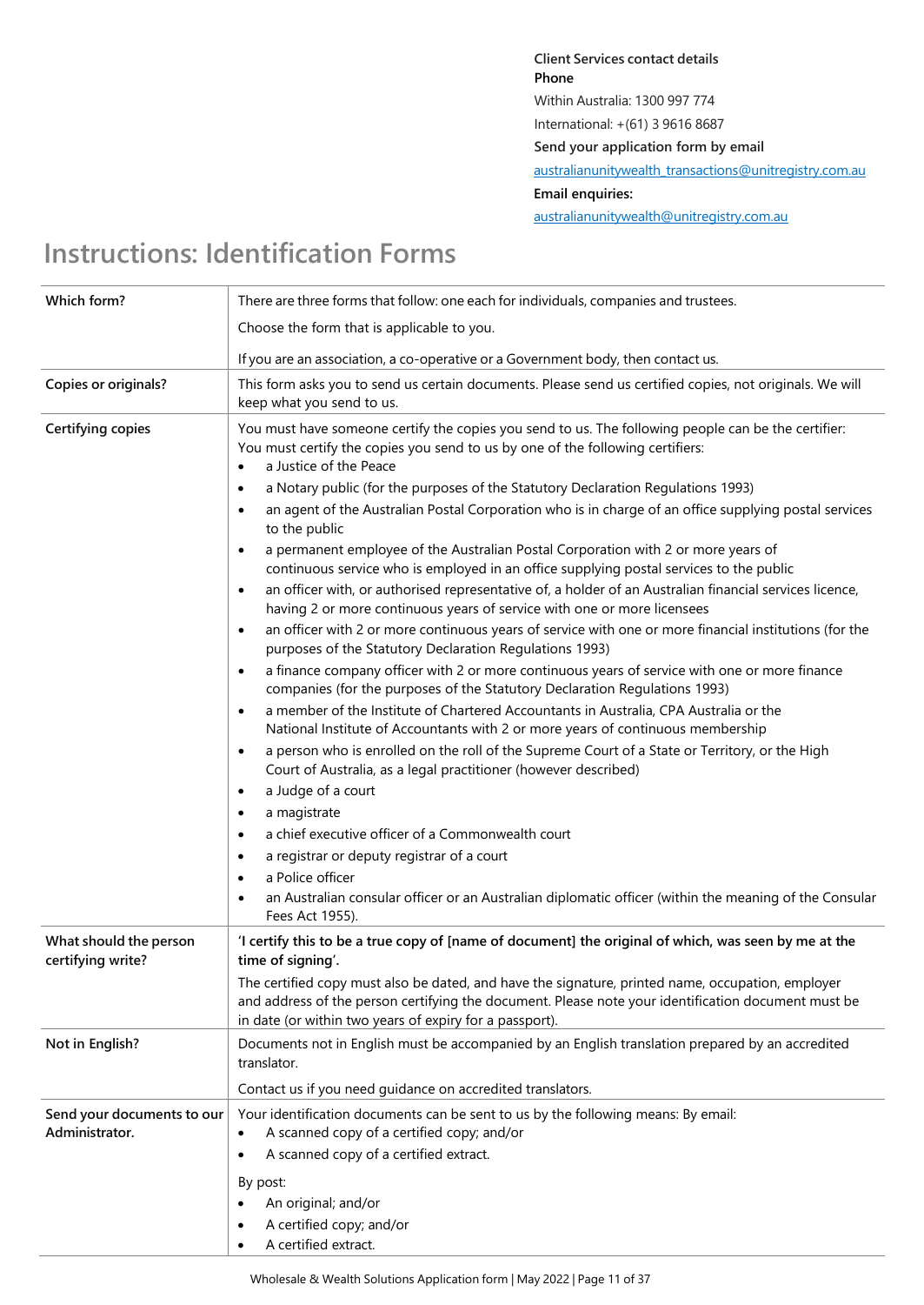**Client Services contact details**

**Phone**

Within Australia: 1300 997 774

International: +(61) 3 9616 8687

**Send your application form by email**

australianunitywealth_transactions@unitregistry.com.au

**Email enquiries:**

australianunitywealth@unitregistry.com.au

# Instructions: Identification Forms

| | |
|---|---|
| **Which form?** | There are three forms that follow: one each for individuals, companies and trustees.<br><br>Choose the form that is applicable to you.<br><br>If you are an association, a co-operative or a Government body, then contact us. |
| **Copies or originals?** | This form asks you to send us certain documents. Please send us certified copies, not originals. We will keep what you send to us. |
| **Certifying copies** | You must have someone certify the copies you send to us. The following people can be the certifier: You must certify the copies you send to us by one of the following certifiers:<br>• a Justice of the Peace<br>• a Notary public (for the purposes of the Statutory Declaration Regulations 1993)<br>• an agent of the Australian Postal Corporation who is in charge of an office supplying postal services to the public<br>• a permanent employee of the Australian Postal Corporation with 2 or more years of continuous service who is employed in an office supplying postal services to the public<br>• an officer with, or authorised representative of, a holder of an Australian financial services licence, having 2 or more continuous years of service with one or more licensees<br>• an officer with 2 or more continuous years of service with one or more financial institutions (for the purposes of the Statutory Declaration Regulations 1993)<br>• a finance company officer with 2 or more continuous years of service with one or more finance companies (for the purposes of the Statutory Declaration Regulations 1993)<br>• a member of the Institute of Chartered Accountants in Australia, CPA Australia or the National Institute of Accountants with 2 or more years of continuous membership<br>• a person who is enrolled on the roll of the Supreme Court of a State or Territory, or the High Court of Australia, as a legal practitioner (however described)<br>• a Judge of a court<br>• a magistrate<br>• a chief executive officer of a Commonwealth court<br>• a registrar or deputy registrar of a court<br>• a Police officer<br>• an Australian consular officer or an Australian diplomatic officer (within the meaning of the Consular Fees Act 1955). |
| **What should the person certifying write?** | **'I certify this to be a true copy of [name of document] the original of which, was seen by me at the time of signing'.**<br><br>The certified copy must also be dated, and have the signature, printed name, occupation, employer and address of the person certifying the document. Please note your identification document must be in date (or within two years of expiry for a passport). |
| **Not in English?** | Documents not in English must be accompanied by an English translation prepared by an accredited translator.<br><br>Contact us if you need guidance on accredited translators. |
| **Send your documents to our Administrator.** | Your identification documents can be sent to us by the following means: By email:<br>• A scanned copy of a certified copy; and/or<br>• A scanned copy of a certified extract.<br><br>By post:<br>• An original; and/or<br>• A certified copy; and/or<br>• A certified extract. |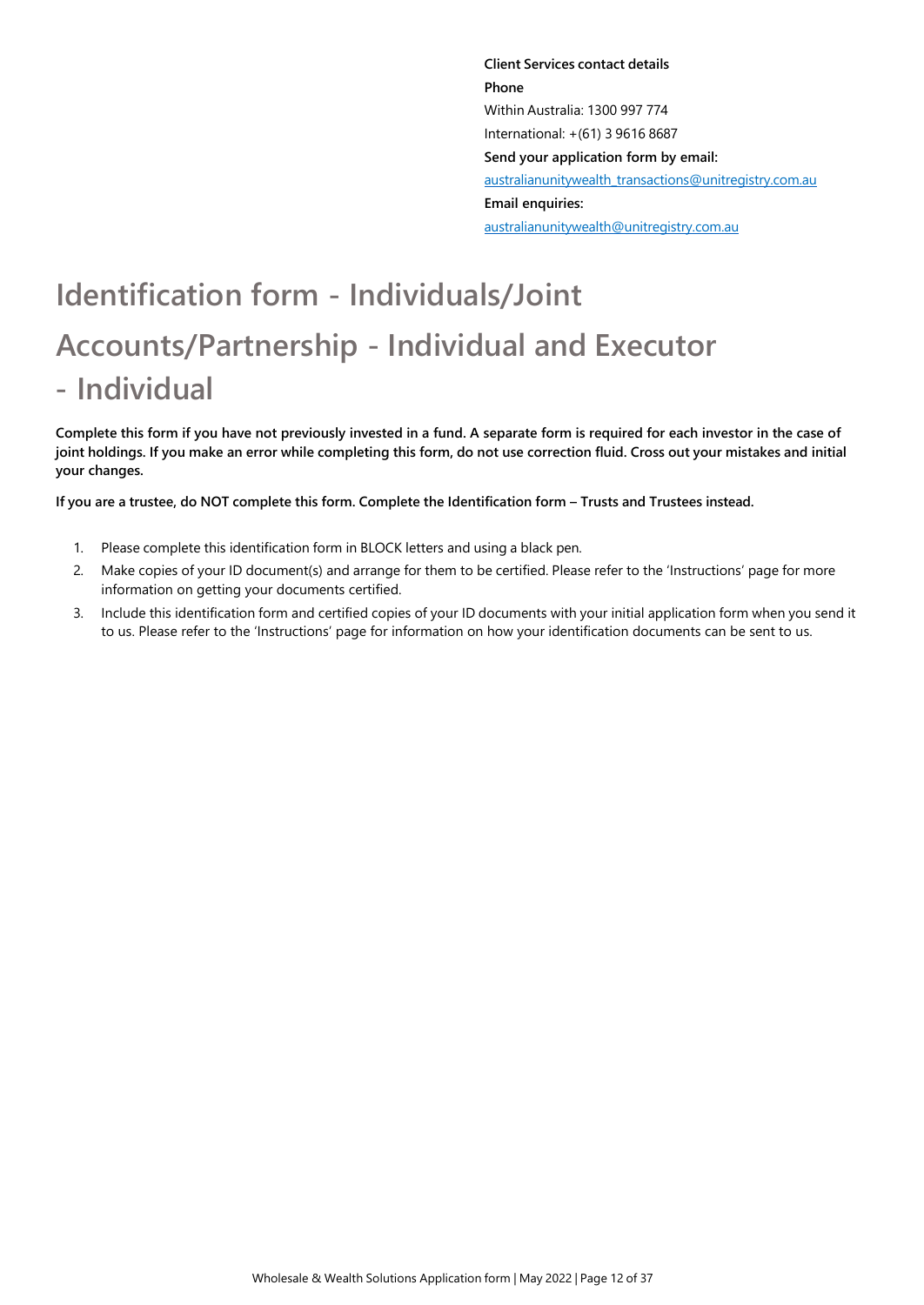**Client Services contact details**

**Phone**

Within Australia: 1300 997 774

International: +(61) 3 9616 8687

**Send your application form by email:**

australianunitywealth_transactions@unitregistry.com.au

**Email enquiries:**

australianunitywealth@unitregistry.com.au

# Identification form - Individuals/Joint Accounts/Partnership - Individual and Executor - Individual

**Complete this form if you have not previously invested in a fund. A separate form is required for each investor in the case of joint holdings. If you make an error while completing this form, do not use correction fluid. Cross out your mistakes and initial your changes.**

**If you are a trustee, do NOT complete this form. Complete the Identification form – Trusts and Trustees instead.**

1. Please complete this identification form in BLOCK letters and using a black pen.
2. Make copies of your ID document(s) and arrange for them to be certified. Please refer to the 'Instructions' page for more information on getting your documents certified.
3. Include this identification form and certified copies of your ID documents with your initial application form when you send it to us. Please refer to the 'Instructions' page for information on how your identification documents can be sent to us.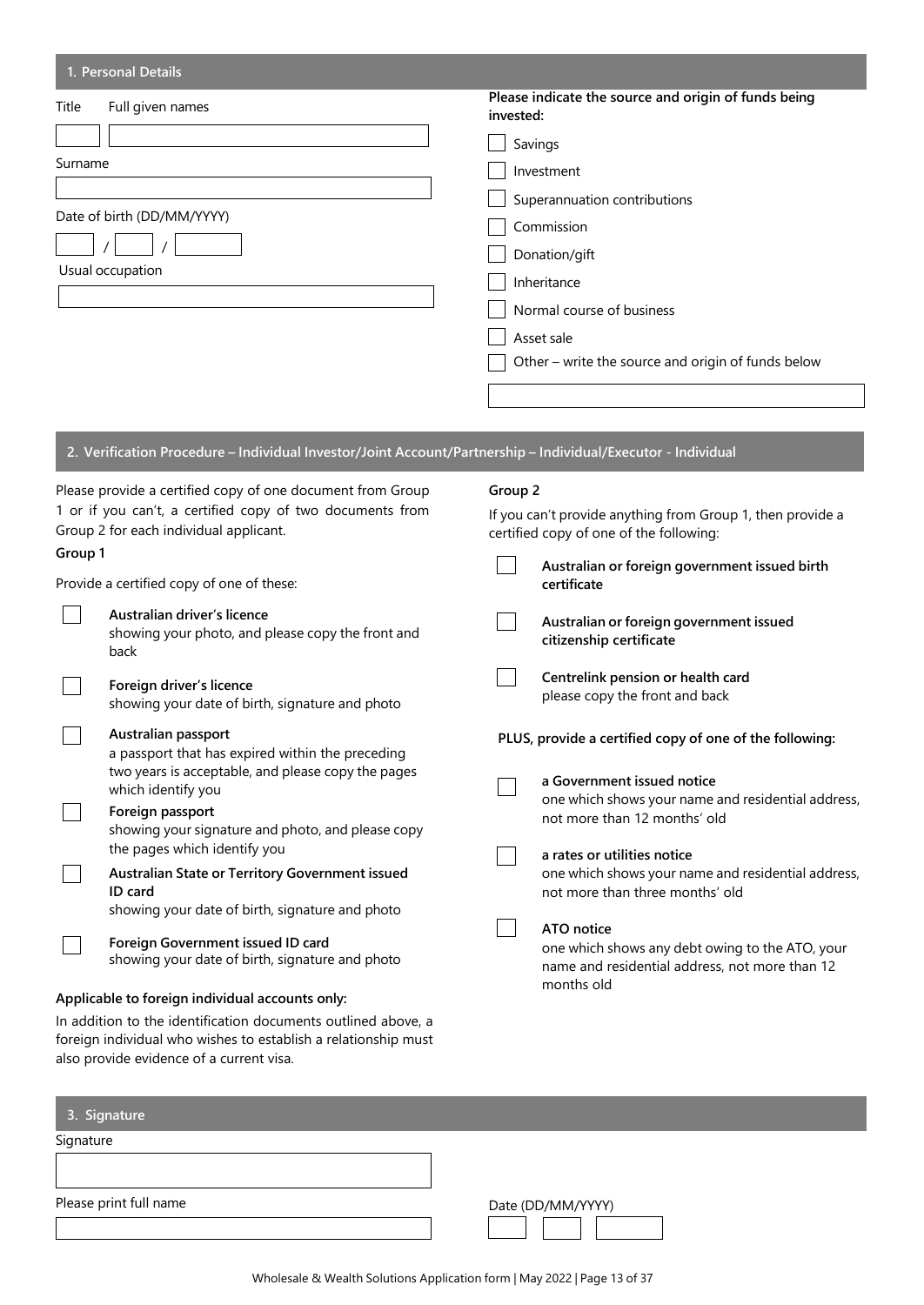## 1. Personal Details

Title

Full given names

Surname

Date of birth (DD/MM/YYYY)

/ /

Usual occupation

**Please indicate the source and origin of funds being invested:**

- ☐ Savings
- ☐ Investment
- ☐ Superannuation contributions
- ☐ Commission
- ☐ Donation/gift
- ☐ Inheritance
- ☐ Normal course of business
- ☐ Asset sale
- ☐ Other – write the source and origin of funds below

## 2. Verification Procedure – Individual Investor/Joint Account/Partnership – Individual/Executor - Individual

Please provide a certified copy of one document from Group 1 or if you can't, a certified copy of two documents from Group 2 for each individual applicant.

**Group 1**

Provide a certified copy of one of these:

- ☐ **Australian driver's licence**
  showing your photo, and please copy the front and back
- ☐ **Foreign driver's licence**
  showing your date of birth, signature and photo
- ☐ **Australian passport**
  a passport that has expired within the preceding two years is acceptable, and please copy the pages which identify you
- ☐ **Foreign passport**
  showing your signature and photo, and please copy the pages which identify you
- ☐ **Australian State or Territory Government issued ID card**
  showing your date of birth, signature and photo
- ☐ **Foreign Government issued ID card**
  showing your date of birth, signature and photo

**Applicable to foreign individual accounts only:**

In addition to the identification documents outlined above, a foreign individual who wishes to establish a relationship must also provide evidence of a current visa.

**Group 2**

If you can't provide anything from Group 1, then provide a certified copy of one of the following:

- ☐ **Australian or foreign government issued birth certificate**
- ☐ **Australian or foreign government issued citizenship certificate**
- ☐ **Centrelink pension or health card**
  please copy the front and back

**PLUS, provide a certified copy of one of the following:**

- ☐ **a Government issued notice**
  one which shows your name and residential address, not more than 12 months' old
- ☐ **a rates or utilities notice**
  one which shows your name and residential address, not more than three months' old
- ☐ **ATO notice**
  one which shows any debt owing to the ATO, your name and residential address, not more than 12 months old

## 3. Signature

Signature

Please print full name

Date (DD/MM/YYYY)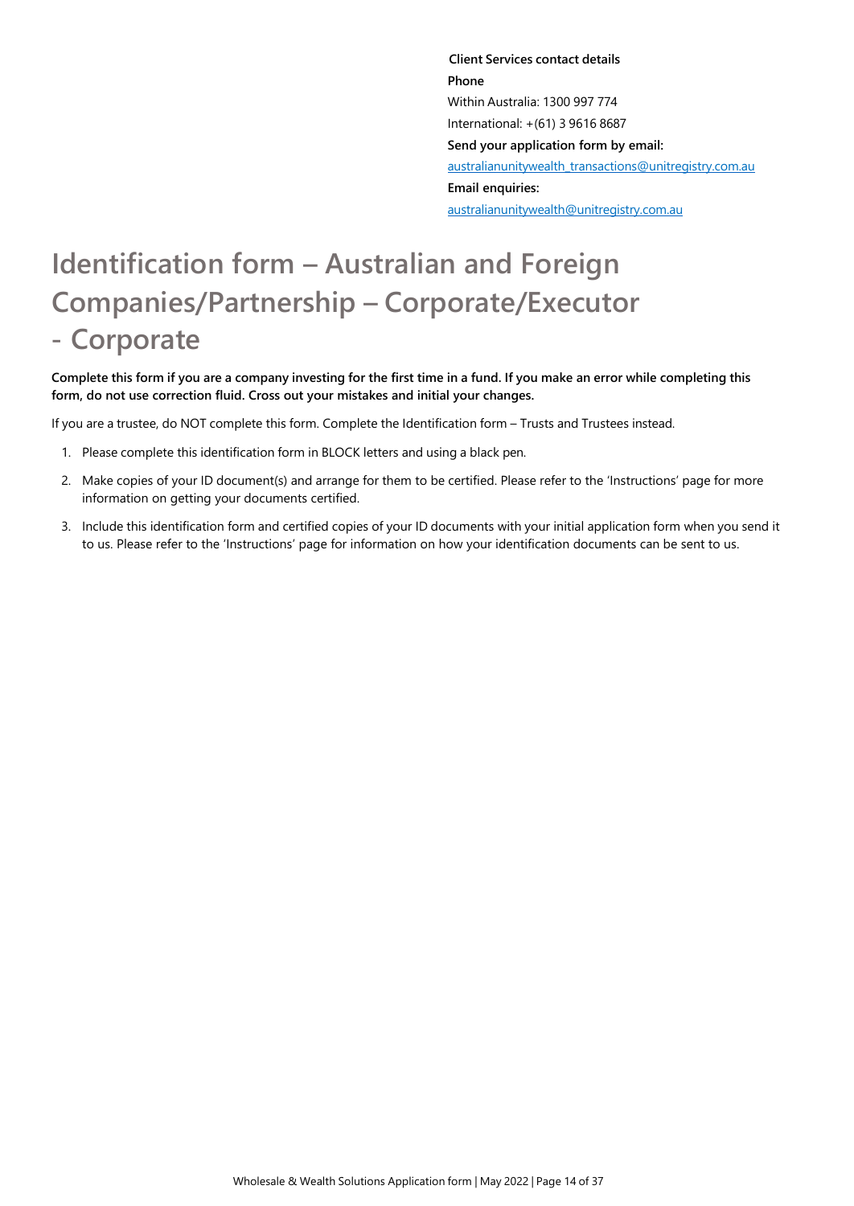**Client Services contact details**

**Phone**

Within Australia: 1300 997 774

International: +(61) 3 9616 8687

**Send your application form by email:**

australianunitywealth_transactions@unitregistry.com.au

**Email enquiries:**

australianunitywealth@unitregistry.com.au

# Identification form – Australian and Foreign Companies/Partnership – Corporate/Executor - Corporate

**Complete this form if you are a company investing for the first time in a fund. If you make an error while completing this form, do not use correction fluid. Cross out your mistakes and initial your changes.**

If you are a trustee, do NOT complete this form. Complete the Identification form – Trusts and Trustees instead.

1. Please complete this identification form in BLOCK letters and using a black pen.
2. Make copies of your ID document(s) and arrange for them to be certified. Please refer to the 'Instructions' page for more information on getting your documents certified.
3. Include this identification form and certified copies of your ID documents with your initial application form when you send it to us. Please refer to the 'Instructions' page for information on how your identification documents can be sent to us.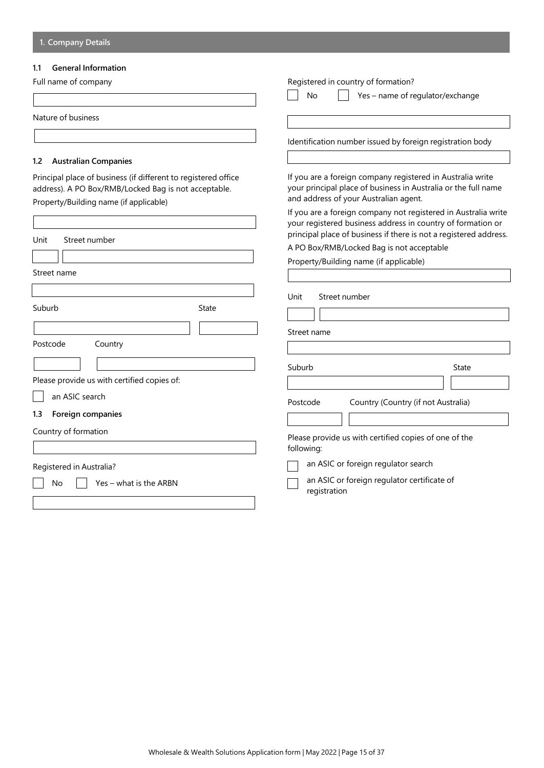## 1. Company Details

### 1.1 General Information

Full name of company

Nature of business

### 1.2 Australian Companies

Principal place of business (if different to registered office address). A PO Box/RMB/Locked Bag is not acceptable.

Property/Building name (if applicable)

Unit Street number

Street name

Suburb State

Postcode Country

Please provide us with certified copies of:

☐ an ASIC search

### 1.3 Foreign companies

Country of formation

Registered in Australia?

☐ No ☐ Yes – what is the ARBN

Registered in country of formation?

☐ No ☐ Yes – name of regulator/exchange

Identification number issued by foreign registration body

If you are a foreign company registered in Australia write your principal place of business in Australia or the full name and address of your Australian agent.

If you are a foreign company not registered in Australia write your registered business address in country of formation or principal place of business if there is not a registered address.

A PO Box/RMB/Locked Bag is not acceptable

Property/Building name (if applicable)

Unit Street number

Street name

Suburb State

Postcode Country (Country (if not Australia)

Please provide us with certified copies of one of the following:

☐ an ASIC or foreign regulator search

☐ an ASIC or foreign regulator certificate of registration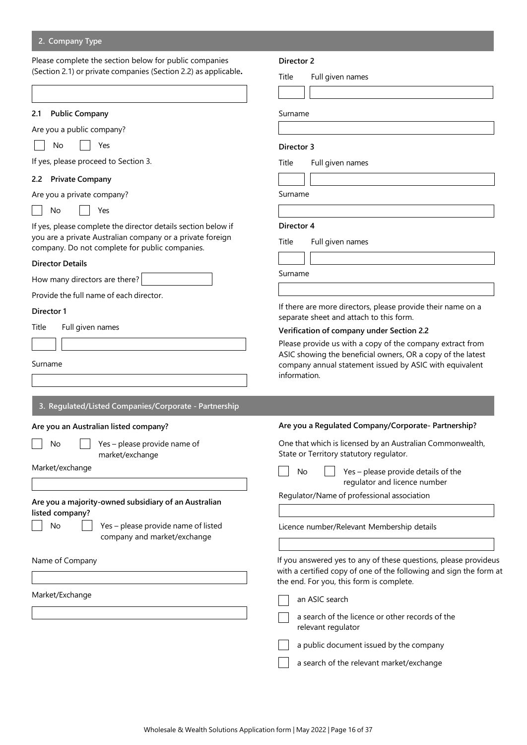## 2. Company Type

Please complete the section below for public companies (Section 2.1) or private companies (Section 2.2) as applicable**.**

### 2.1 Public Company

Are you a public company?

☐ No ☐ Yes

If yes, please proceed to Section 3.

### 2.2 Private Company

Are you a private company?

☐ No ☐ Yes

If yes, please complete the director details section below if you are a private Australian company or a private foreign company. Do not complete for public companies.

**Director Details**

How many directors are there?

Provide the full name of each director.

**Director 1**

Title Full given names

Surname

**Director 2**

Title Full given names

Surname

**Director 3**

Title Full given names

Surname

**Director 4**

Title Full given names

Surname

If there are more directors, please provide their name on a separate sheet and attach to this form.

**Verification of company under Section 2.2**

Please provide us with a copy of the company extract from ASIC showing the beneficial owners, OR a copy of the latest company annual statement issued by ASIC with equivalent information.

## 3. Regulated/Listed Companies/Corporate - Partnership

**Are you an Australian listed company?**

☐ No ☐ Yes – please provide name of market/exchange

Market/exchange

**Are you a majority-owned subsidiary of an Australian listed company?**

☐ No ☐ Yes – please provide name of listed company and market/exchange

Name of Company

Market/Exchange

**Are you a Regulated Company/Corporate- Partnership?**

One that which is licensed by an Australian Commonwealth, State or Territory statutory regulator.

☐ No ☐ Yes – please provide details of the regulator and licence number

Regulator/Name of professional association

Licence number/Relevant Membership details

If you answered yes to any of these questions, please provideus with a certified copy of one of the following and sign the form at the end. For you, this form is complete.

☐ an ASIC search

☐ a search of the licence or other records of the relevant regulator

☐ a public document issued by the company

☐ a search of the relevant market/exchange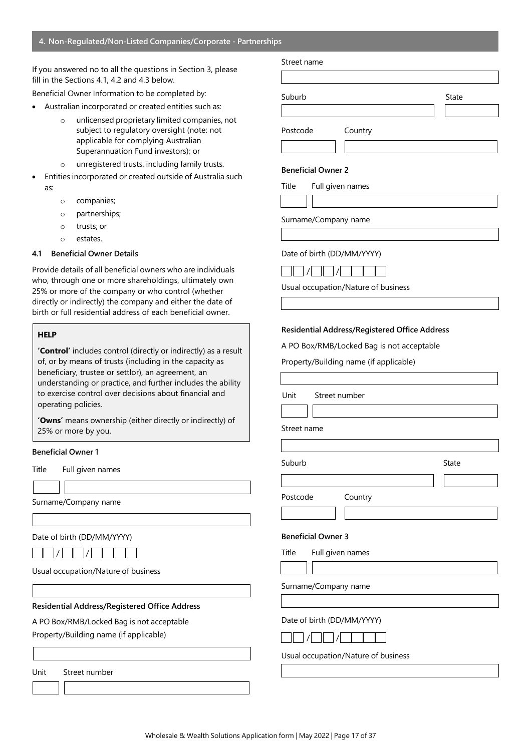## 4. Non-Regulated/Non-Listed Companies/Corporate - Partnerships

If you answered no to all the questions in Section 3, please fill in the Sections 4.1, 4.2 and 4.3 below.

Beneficial Owner Information to be completed by:

- Australian incorporated or created entities such as:
  - unlicensed proprietary limited companies, not subject to regulatory oversight (note: not applicable for complying Australian Superannuation Fund investors); or
  - unregistered trusts, including family trusts.
- Entities incorporated or created outside of Australia such as:
  - companies;
  - partnerships;
  - trusts; or
  - estates.

### 4.1 Beneficial Owner Details

Provide details of all beneficial owners who are individuals who, through one or more shareholdings, ultimately own 25% or more of the company or who control (whether directly or indirectly) the company and either the date of birth or full residential address of each beneficial owner.

> **HELP**
>
> **'Control'** includes control (directly or indirectly) as a result of, or by means of trusts (including in the capacity as beneficiary, trustee or settlor), an agreement, an understanding or practice, and further includes the ability to exercise control over decisions about financial and operating policies.
>
> **'Owns'** means ownership (either directly or indirectly) of 25% or more by you.

**Beneficial Owner 1**

Title | Full given names

Surname/Company name

Date of birth (DD/MM/YYYY)

__ __ / __ __ / __ __ __ __

Usual occupation/Nature of business

**Residential Address/Registered Office Address**

A PO Box/RMB/Locked Bag is not acceptable

Property/Building name (if applicable)

Unit | Street number

Street name

Suburb | State

Postcode | Country

**Beneficial Owner 2**

Title | Full given names

Surname/Company name

Date of birth (DD/MM/YYYY)

__ __ / __ __ / __ __ __ __

Usual occupation/Nature of business

**Residential Address/Registered Office Address**

A PO Box/RMB/Locked Bag is not acceptable

Property/Building name (if applicable)

Unit | Street number

Street name

Suburb | State

Postcode | Country

**Beneficial Owner 3**

Title | Full given names

Surname/Company name

Date of birth (DD/MM/YYYY)

__ __ / __ __ / __ __ __ __

Usual occupation/Nature of business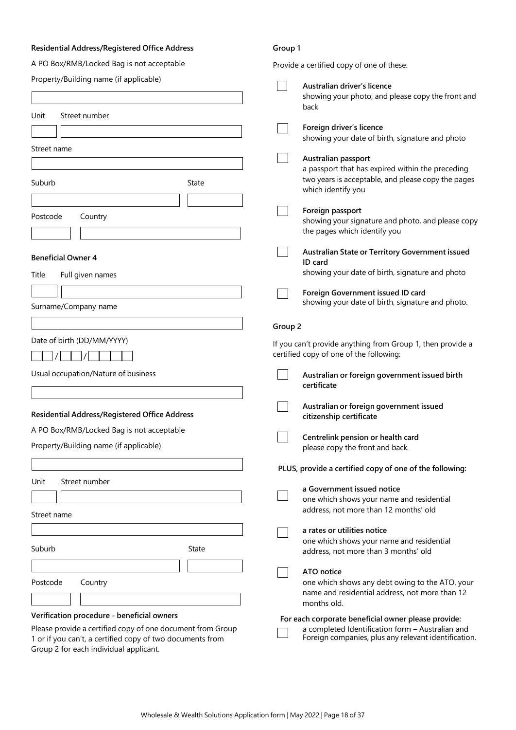**Residential Address/Registered Office Address**

A PO Box/RMB/Locked Bag is not acceptable

Property/Building name (if applicable)

Unit Street number

Street name

Suburb State

Postcode Country

**Beneficial Owner 4**

Title Full given names

Surname/Company name

Date of birth (DD/MM/YYYY)

/ /

Usual occupation/Nature of business

**Residential Address/Registered Office Address**

A PO Box/RMB/Locked Bag is not acceptable

Property/Building name (if applicable)

Unit Street number

Street name

Suburb State

Postcode Country

**Verification procedure - beneficial owners**

Please provide a certified copy of one document from Group 1 or if you can't, a certified copy of two documents from Group 2 for each individual applicant.

**Group 1**

Provide a certified copy of one of these:

- ☐ **Australian driver's licence**
  showing your photo, and please copy the front and back
- ☐ **Foreign driver's licence**
  showing your date of birth, signature and photo
- ☐ **Australian passport**
  a passport that has expired within the preceding two years is acceptable, and please copy the pages which identify you
- ☐ **Foreign passport**
  showing your signature and photo, and please copy the pages which identify you
- ☐ **Australian State or Territory Government issued ID card**
  showing your date of birth, signature and photo
- ☐ **Foreign Government issued ID card**
  showing your date of birth, signature and photo.

**Group 2**

If you can't provide anything from Group 1, then provide a certified copy of one of the following:

- ☐ **Australian or foreign government issued birth certificate**
- ☐ **Australian or foreign government issued citizenship certificate**
- ☐ **Centrelink pension or health card**
  please copy the front and back.

**PLUS, provide a certified copy of one of the following:**

- ☐ **a Government issued notice**
  one which shows your name and residential address, not more than 12 months' old
- ☐ **a rates or utilities notice**
  one which shows your name and residential address, not more than 3 months' old
- ☐ **ATO notice**
  one which shows any debt owing to the ATO, your name and residential address, not more than 12 months old.

**For each corporate beneficial owner please provide:**

- ☐ a completed Identification form – Australian and Foreign companies, plus any relevant identification.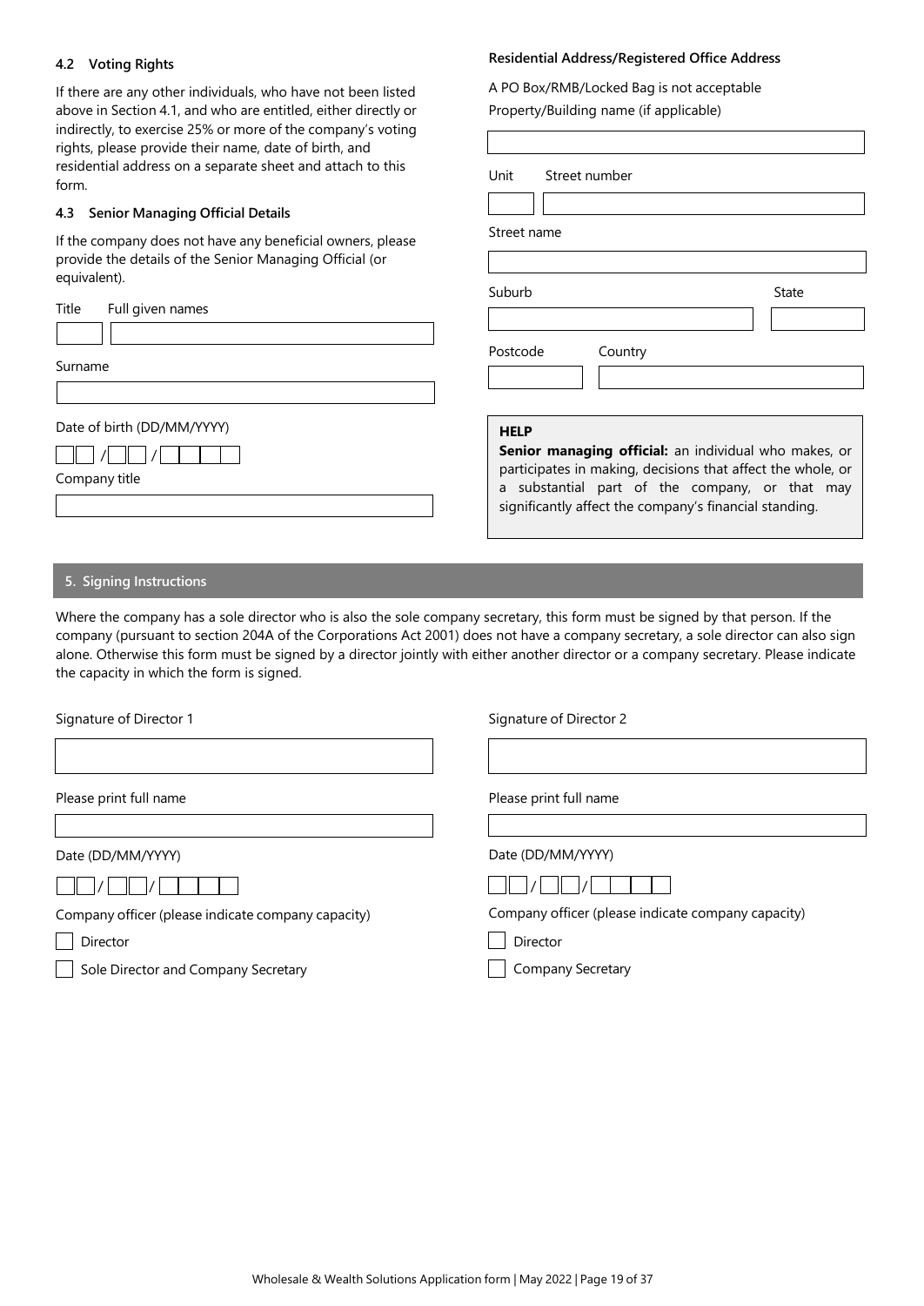### 4.2 Voting Rights

If there are any other individuals, who have not been listed above in Section 4.1, and who are entitled, either directly or indirectly, to exercise 25% or more of the company's voting rights, please provide their name, date of birth, and residential address on a separate sheet and attach to this form.

### 4.3 Senior Managing Official Details

If the company does not have any beneficial owners, please provide the details of the Senior Managing Official (or equivalent).

Title    Full given names

Surname

Date of birth (DD/MM/YYYY)

/ /

Company title

**Residential Address/Registered Office Address**

A PO Box/RMB/Locked Bag is not acceptable

Property/Building name (if applicable)

Unit    Street number

Street name

Suburb    State

Postcode    Country

**HELP**

**Senior managing official:** an individual who makes, or participates in making, decisions that affect the whole, or a substantial part of the company, or that may significantly affect the company's financial standing.

## 5. Signing Instructions

Where the company has a sole director who is also the sole company secretary, this form must be signed by that person. If the company (pursuant to section 204A of the Corporations Act 2001) does not have a company secretary, a sole director can also sign alone. Otherwise this form must be signed by a director jointly with either another director or a company secretary. Please indicate the capacity in which the form is signed.

Signature of Director 1

Please print full name

Date (DD/MM/YYYY)

/ /

Company officer (please indicate company capacity)

- [ ] Director
- [ ] Sole Director and Company Secretary

Signature of Director 2

Please print full name

Date (DD/MM/YYYY)

/ /

Company officer (please indicate company capacity)

- [ ] Director
- [ ] Company Secretary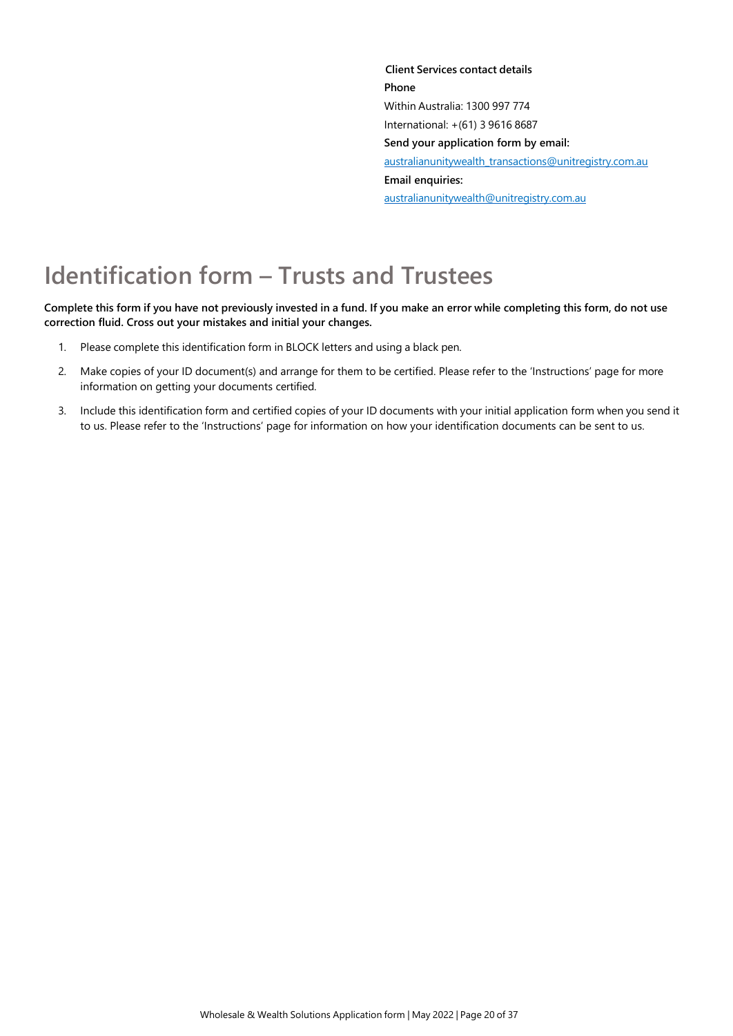**Client Services contact details**

**Phone**

Within Australia: 1300 997 774

International: +(61) 3 9616 8687

**Send your application form by email:**

australianunitywealth_transactions@unitregistry.com.au

**Email enquiries:**

australianunitywealth@unitregistry.com.au

# Identification form – Trusts and Trustees

**Complete this form if you have not previously invested in a fund. If you make an error while completing this form, do not use correction fluid. Cross out your mistakes and initial your changes.**

1. Please complete this identification form in BLOCK letters and using a black pen.
2. Make copies of your ID document(s) and arrange for them to be certified. Please refer to the 'Instructions' page for more information on getting your documents certified.
3. Include this identification form and certified copies of your ID documents with your initial application form when you send it to us. Please refer to the 'Instructions' page for information on how your identification documents can be sent to us.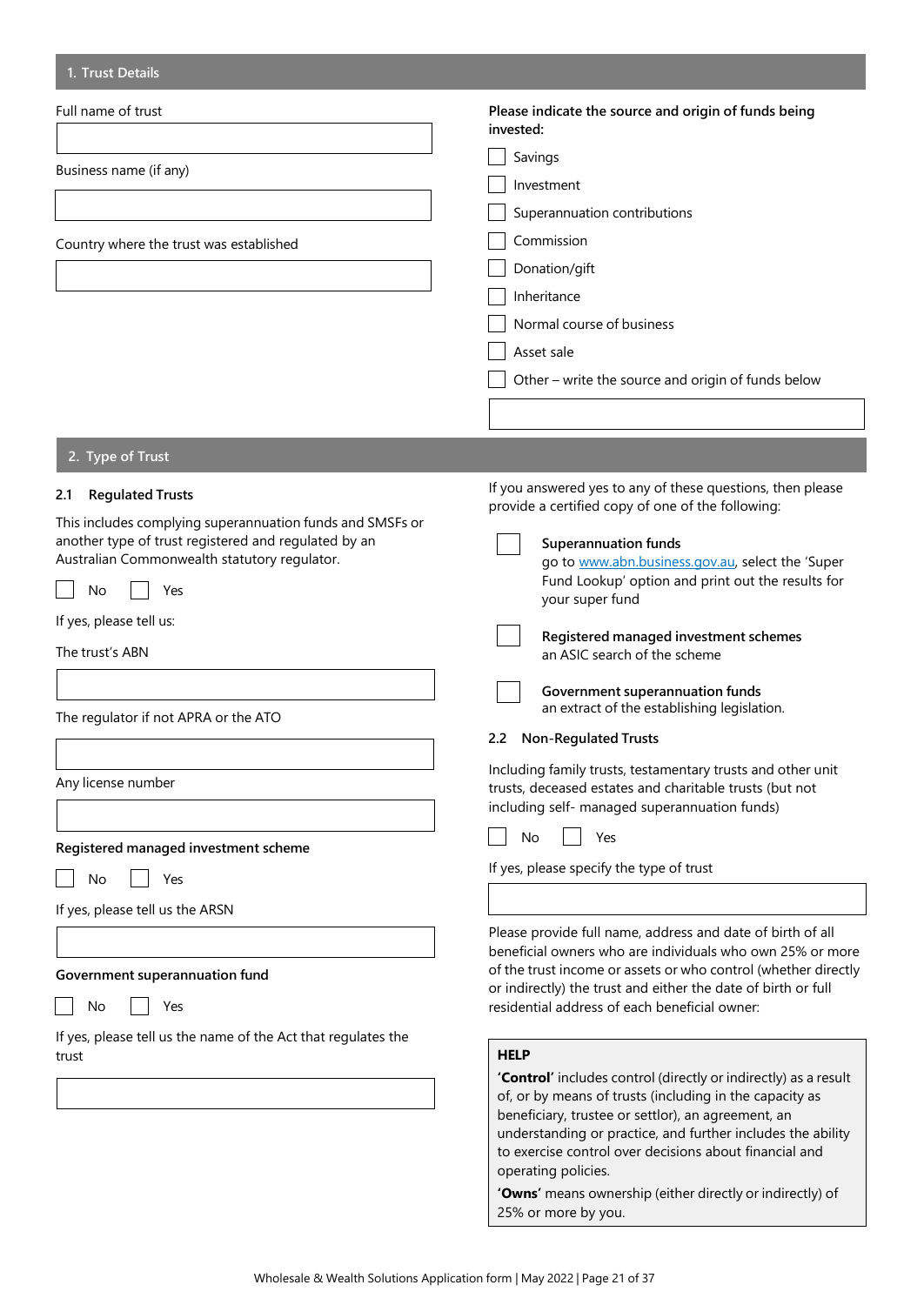## 1. Trust Details

Full name of trust

Business name (if any)

Country where the trust was established

**Please indicate the source and origin of funds being invested:**

- ☐ Savings
- ☐ Investment
- ☐ Superannuation contributions
- ☐ Commission
- ☐ Donation/gift
- ☐ Inheritance
- ☐ Normal course of business
- ☐ Asset sale
- ☐ Other – write the source and origin of funds below

## 2. Type of Trust

### 2.1 Regulated Trusts

This includes complying superannuation funds and SMSFs or another type of trust registered and regulated by an Australian Commonwealth statutory regulator.

☐ No ☐ Yes

If yes, please tell us:

The trust's ABN

The regulator if not APRA or the ATO

Any license number

**Registered managed investment scheme**

☐ No ☐ Yes

If yes, please tell us the ARSN

**Government superannuation fund**

☐ No ☐ Yes

If yes, please tell us the name of the Act that regulates the trust

If you answered yes to any of these questions, then please provide a certified copy of one of the following:

- ☐ **Superannuation funds**
  go to www.abn.business.gov.au, select the 'Super Fund Lookup' option and print out the results for your super fund
- ☐ **Registered managed investment schemes**
  an ASIC search of the scheme
- ☐ **Government superannuation funds**
  an extract of the establishing legislation.

### 2.2 Non-Regulated Trusts

Including family trusts, testamentary trusts and other unit trusts, deceased estates and charitable trusts (but not including self- managed superannuation funds)

☐ No ☐ Yes

If yes, please specify the type of trust

Please provide full name, address and date of birth of all beneficial owners who are individuals who own 25% or more of the trust income or assets or who control (whether directly or indirectly) the trust and either the date of birth or full residential address of each beneficial owner:

**HELP**

**'Control'** includes control (directly or indirectly) as a result of, or by means of trusts (including in the capacity as beneficiary, trustee or settlor), an agreement, an understanding or practice, and further includes the ability to exercise control over decisions about financial and operating policies.

**'Owns'** means ownership (either directly or indirectly) of 25% or more by you.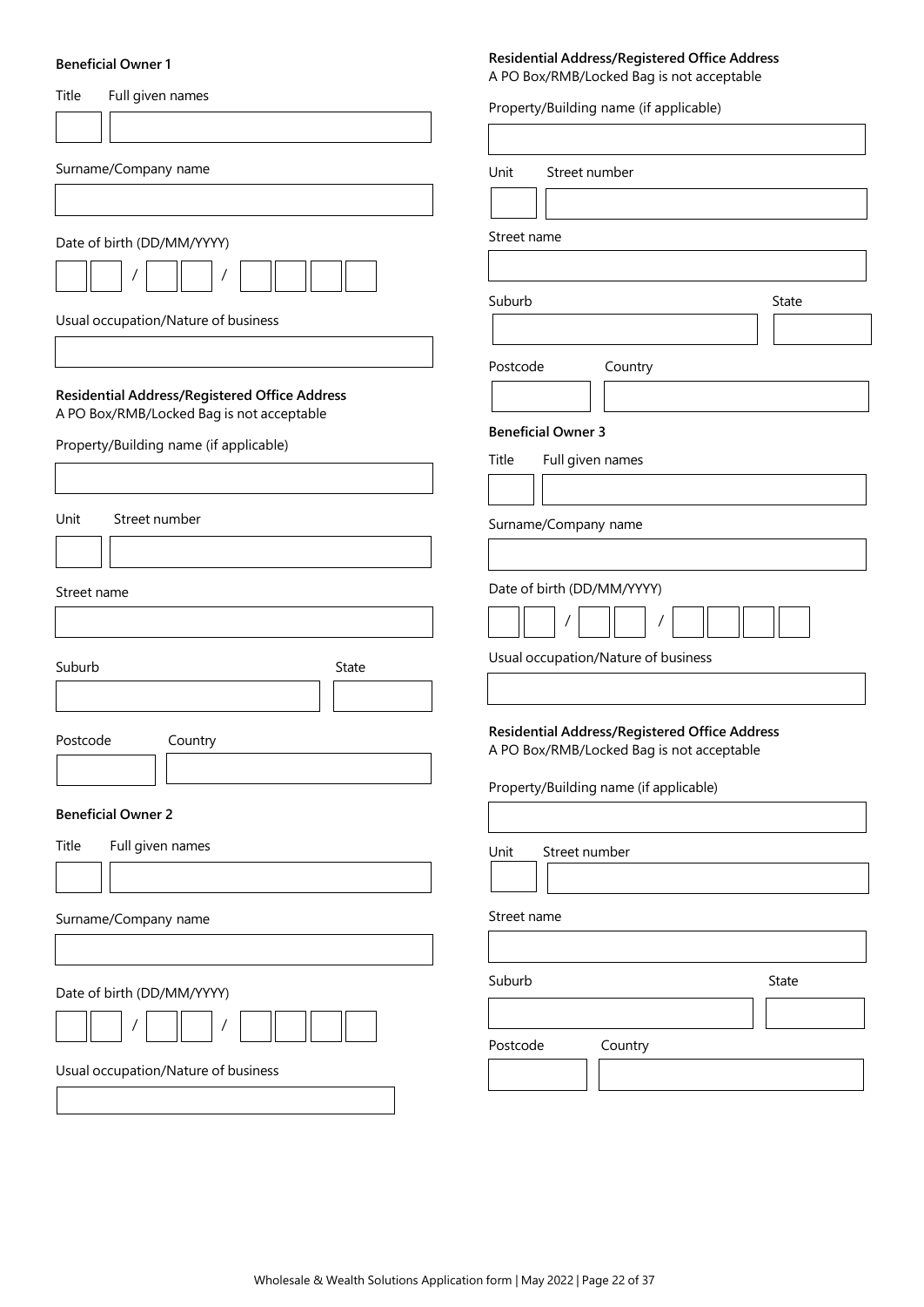**Beneficial Owner 1**

Title Full given names

Surname/Company name

Date of birth (DD/MM/YYYY)

/ /

Usual occupation/Nature of business

**Residential Address/Registered Office Address**
A PO Box/RMB/Locked Bag is not acceptable

Property/Building name (if applicable)

Unit Street number

Street name

Suburb State

Postcode Country

**Beneficial Owner 2**

Title Full given names

Surname/Company name

Date of birth (DD/MM/YYYY)

/ /

Usual occupation/Nature of business

**Residential Address/Registered Office Address**
A PO Box/RMB/Locked Bag is not acceptable

Property/Building name (if applicable)

Unit Street number

Street name

Suburb State

Postcode Country

**Beneficial Owner 3**

Title Full given names

Surname/Company name

Date of birth (DD/MM/YYYY)

/ /

Usual occupation/Nature of business

**Residential Address/Registered Office Address**
A PO Box/RMB/Locked Bag is not acceptable

Property/Building name (if applicable)

Unit Street number

Street name

Suburb State

Postcode Country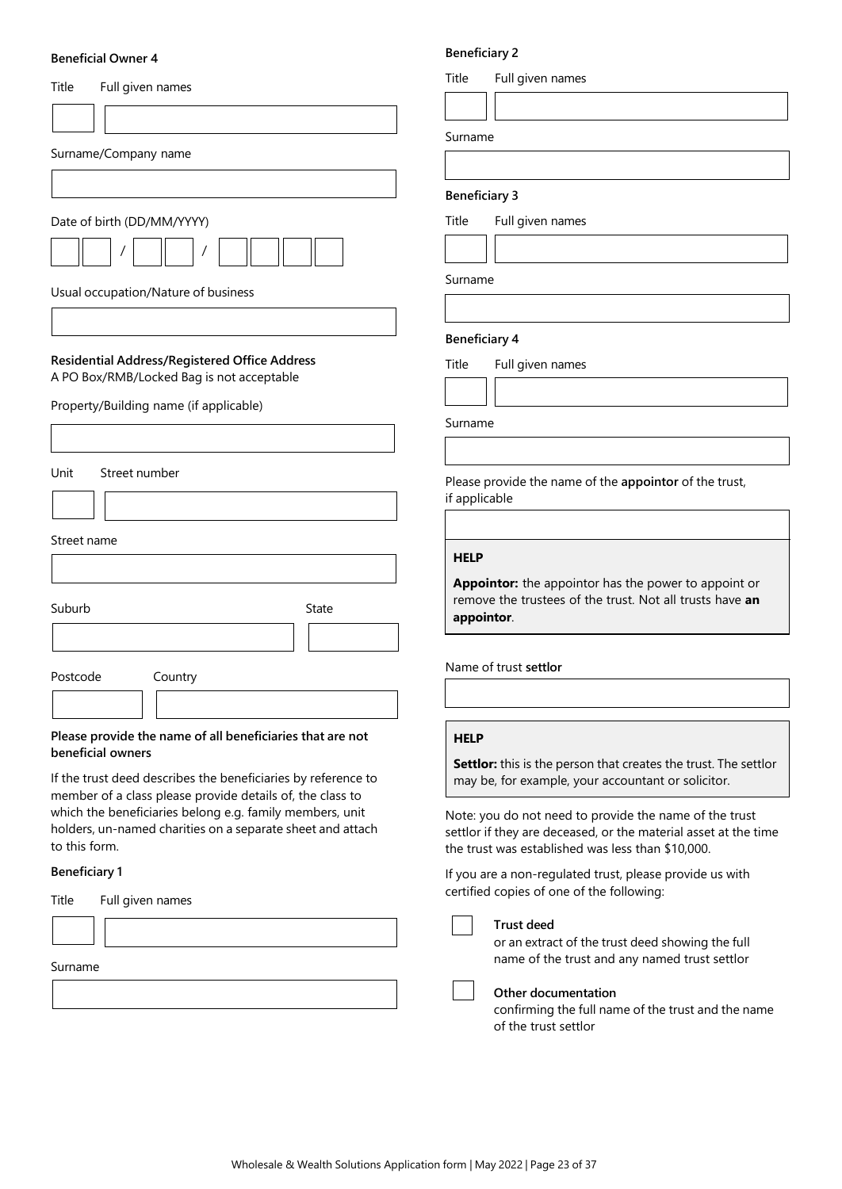**Beneficial Owner 4**

Title Full given names

Surname/Company name

Date of birth (DD/MM/YYYY)

/ /

Usual occupation/Nature of business

**Residential Address/Registered Office Address**
A PO Box/RMB/Locked Bag is not acceptable

Property/Building name (if applicable)

Unit Street number

Street name

Suburb State

Postcode Country

**Please provide the name of all beneficiaries that are not beneficial owners**

If the trust deed describes the beneficiaries by reference to member of a class please provide details of, the class to which the beneficiaries belong e.g. family members, unit holders, un-named charities on a separate sheet and attach to this form.

**Beneficiary 1**

Title Full given names

Surname

**Beneficiary 2**

Title Full given names

Surname

**Beneficiary 3**

Title Full given names

Surname

**Beneficiary 4**

Title Full given names

Surname

Please provide the name of the **appointor** of the trust, if applicable

**HELP**

**Appointor:** the appointor has the power to appoint or remove the trustees of the trust. Not all trusts have **an appointor**.

Name of trust **settlor**

**HELP**

**Settlor:** this is the person that creates the trust. The settlor may be, for example, your accountant or solicitor.

Note: you do not need to provide the name of the trust settlor if they are deceased, or the material asset at the time the trust was established was less than $10,000.

If you are a non-regulated trust, please provide us with certified copies of one of the following:

☐ **Trust deed**
or an extract of the trust deed showing the full name of the trust and any named trust settlor

☐ **Other documentation**
confirming the full name of the trust and the name of the trust settlor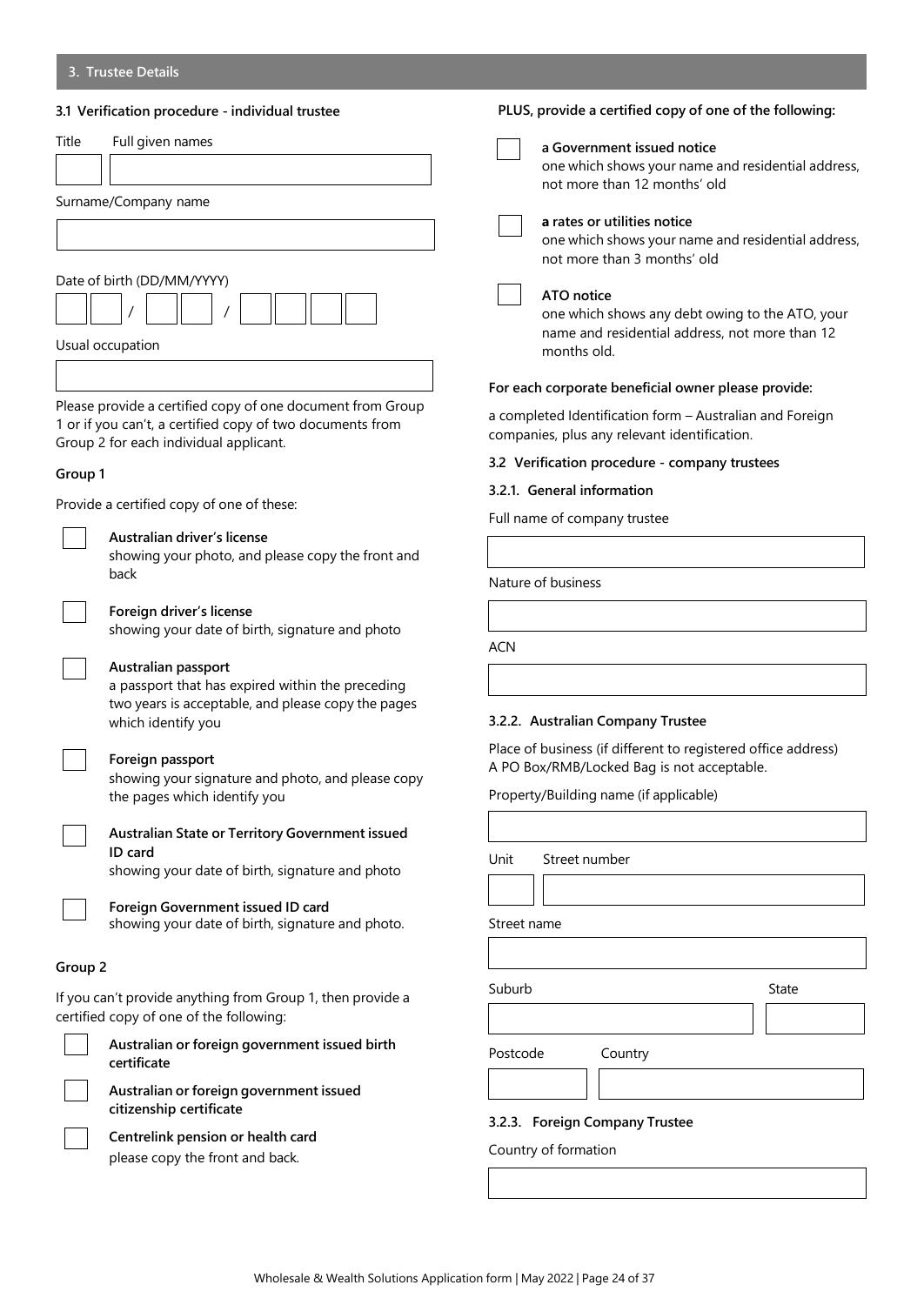## 3. Trustee Details

### 3.1 Verification procedure - individual trustee

Title | Full given names

Surname/Company name

Date of birth (DD/MM/YYYY)

__ __ / __ __ / __ __ __ __

Usual occupation

Please provide a certified copy of one document from Group 1 or if you can't, a certified copy of two documents from Group 2 for each individual applicant.

**Group 1**

Provide a certified copy of one of these:

- ☐ **Australian driver's license**
  showing your photo, and please copy the front and back
- ☐ **Foreign driver's license**
  showing your date of birth, signature and photo
- ☐ **Australian passport**
  a passport that has expired within the preceding two years is acceptable, and please copy the pages which identify you
- ☐ **Foreign passport**
  showing your signature and photo, and please copy the pages which identify you
- ☐ **Australian State or Territory Government issued ID card**
  showing your date of birth, signature and photo
- ☐ **Foreign Government issued ID card**
  showing your date of birth, signature and photo.

**Group 2**

If you can't provide anything from Group 1, then provide a certified copy of one of the following:

- ☐ **Australian or foreign government issued birth certificate**
- ☐ **Australian or foreign government issued citizenship certificate**
- ☐ **Centrelink pension or health card**
  please copy the front and back.

**PLUS, provide a certified copy of one of the following:**

- ☐ **a Government issued notice**
  one which shows your name and residential address, not more than 12 months' old
- ☐ **a rates or utilities notice**
  one which shows your name and residential address, not more than 3 months' old
- ☐ **ATO notice**
  one which shows any debt owing to the ATO, your name and residential address, not more than 12 months old.

**For each corporate beneficial owner please provide:**

a completed Identification form – Australian and Foreign companies, plus any relevant identification.

### 3.2 Verification procedure - company trustees

#### 3.2.1. General information

Full name of company trustee

Nature of business

ACN

#### 3.2.2. Australian Company Trustee

Place of business (if different to registered office address)
A PO Box/RMB/Locked Bag is not acceptable.

Property/Building name (if applicable)

Unit | Street number

Street name

Suburb | State

Postcode | Country

#### 3.2.3. Foreign Company Trustee

Country of formation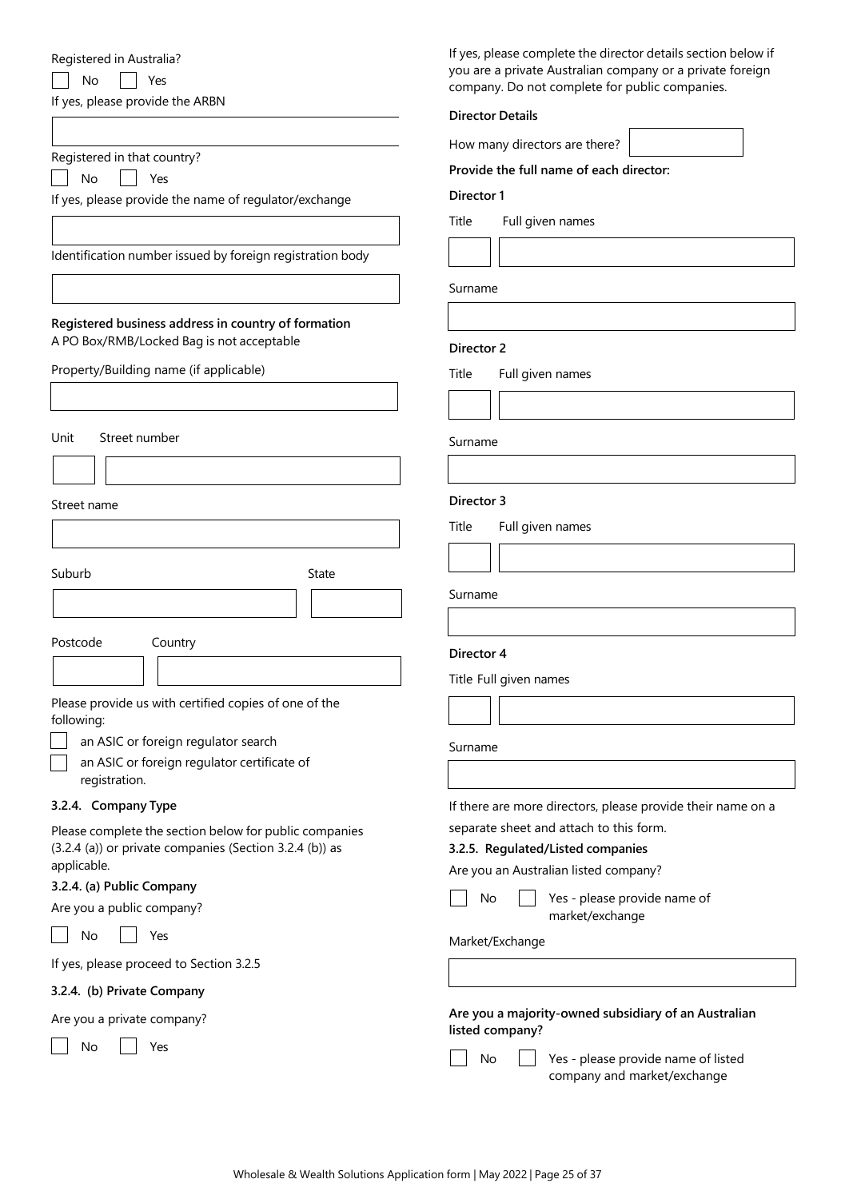Registered in Australia?

☐ No ☐ Yes

If yes, please provide the ARBN

Registered in that country?

☐ No ☐ Yes

If yes, please provide the name of regulator/exchange

Identification number issued by foreign registration body

**Registered business address in country of formation**

A PO Box/RMB/Locked Bag is not acceptable

Property/Building name (if applicable)

Unit Street number

Street name

Suburb State

Postcode Country

Please provide us with certified copies of one of the following:

☐ an ASIC or foreign regulator search

☐ an ASIC or foreign regulator certificate of registration.

### 3.2.4. Company Type

Please complete the section below for public companies (3.2.4 (a)) or private companies (Section 3.2.4 (b)) as applicable.

#### 3.2.4. (a) Public Company

Are you a public company?

☐ No ☐ Yes

If yes, please proceed to Section 3.2.5

#### 3.2.4. (b) Private Company

Are you a private company?

☐ No ☐ Yes

If yes, please complete the director details section below if you are a private Australian company or a private foreign company. Do not complete for public companies.

**Director Details**

How many directors are there?

**Provide the full name of each director:**

**Director 1**

Title Full given names

Surname

**Director 2**

Title Full given names

Surname

**Director 3**

Title Full given names

Surname

**Director 4**

Title Full given names

Surname

If there are more directors, please provide their name on a separate sheet and attach to this form.

### 3.2.5. Regulated/Listed companies

Are you an Australian listed company?

☐ No ☐ Yes - please provide name of market/exchange

Market/Exchange

**Are you a majority-owned subsidiary of an Australian listed company?**

☐ No ☐ Yes - please provide name of listed company and market/exchange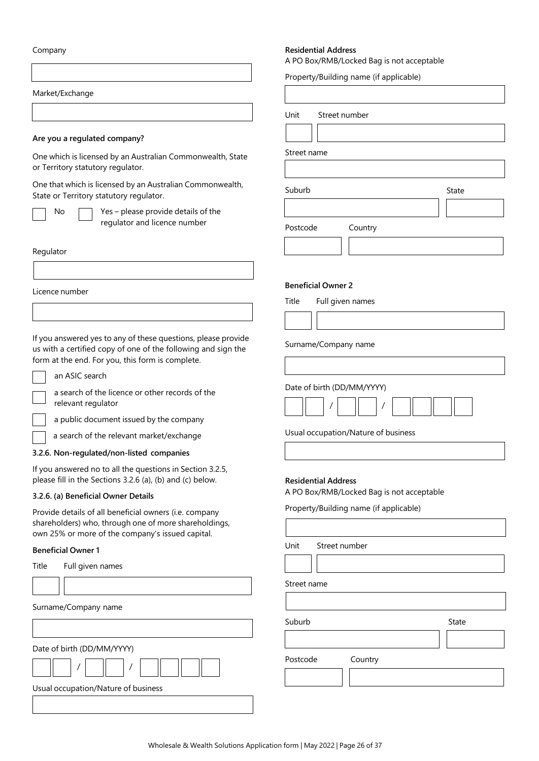Company

Market/Exchange

**Are you a regulated company?**

One which is licensed by an Australian Commonwealth, State or Territory statutory regulator.

One that which is licensed by an Australian Commonwealth, State or Territory statutory regulator.

☐ No ☐ Yes – please provide details of the regulator and licence number

Regulator

Licence number

If you answered yes to any of these questions, please provide us with a certified copy of one of the following and sign the form at the end. For you, this form is complete.

☐ an ASIC search

☐ a search of the licence or other records of the relevant regulator

☐ a public document issued by the company

☐ a search of the relevant market/exchange

**3.2.6. Non-regulated/non-listed companies**

If you answered no to all the questions in Section 3.2.5, please fill in the Sections 3.2.6 (a), (b) and (c) below.

**3.2.6. (a) Beneficial Owner Details**

Provide details of all beneficial owners (i.e. company shareholders) who, through one of more shareholdings, own 25% or more of the company's issued capital.

**Beneficial Owner 1**

Title Full given names

Surname/Company name

Date of birth (DD/MM/YYYY)

☐☐ / ☐☐ / ☐☐☐☐

Usual occupation/Nature of business

**Residential Address**

A PO Box/RMB/Locked Bag is not acceptable

Property/Building name (if applicable)

Unit Street number

Street name

Suburb State

Postcode Country

**Beneficial Owner 2**

Title Full given names

Surname/Company name

Date of birth (DD/MM/YYYY)

☐☐ / ☐☐ / ☐☐☐☐

Usual occupation/Nature of business

**Residential Address**

A PO Box/RMB/Locked Bag is not acceptable

Property/Building name (if applicable)

Unit Street number

Street name

Suburb State

Postcode Country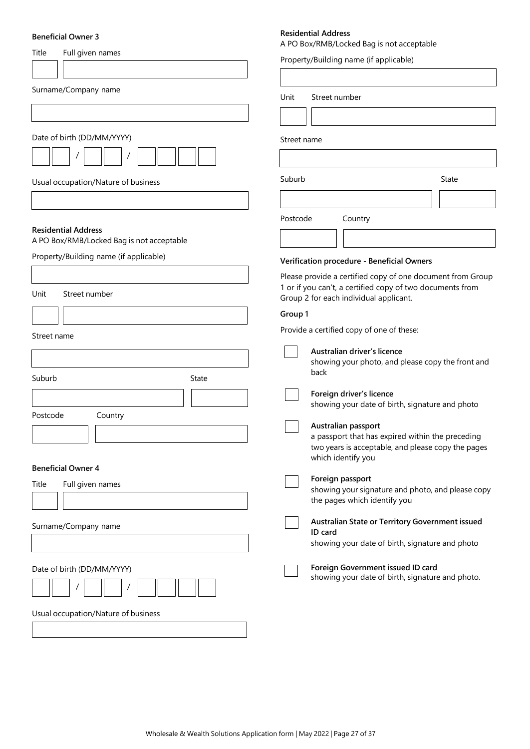**Beneficial Owner 3**

Title

Full given names

Surname/Company name

Date of birth (DD/MM/YYYY)

/ /

Usual occupation/Nature of business

**Residential Address**

A PO Box/RMB/Locked Bag is not acceptable

Property/Building name (if applicable)

Unit

Street number

Street name

Suburb

State

Postcode

Country

**Beneficial Owner 4**

Title

Full given names

Surname/Company name

Date of birth (DD/MM/YYYY)

/ /

Usual occupation/Nature of business

**Residential Address**

A PO Box/RMB/Locked Bag is not acceptable

Property/Building name (if applicable)

Unit

Street number

Street name

Suburb

State

Postcode

Country

**Verification procedure - Beneficial Owners**

Please provide a certified copy of one document from Group 1 or if you can't, a certified copy of two documents from Group 2 for each individual applicant.

**Group 1**

Provide a certified copy of one of these:

- ☐ **Australian driver's licence**
  showing your photo, and please copy the front and back
- ☐ **Foreign driver's licence**
  showing your date of birth, signature and photo
- ☐ **Australian passport**
  a passport that has expired within the preceding two years is acceptable, and please copy the pages which identify you
- ☐ **Foreign passport**
  showing your signature and photo, and please copy the pages which identify you
- ☐ **Australian State or Territory Government issued ID card**
  showing your date of birth, signature and photo
- ☐ **Foreign Government issued ID card**
  showing your date of birth, signature and photo.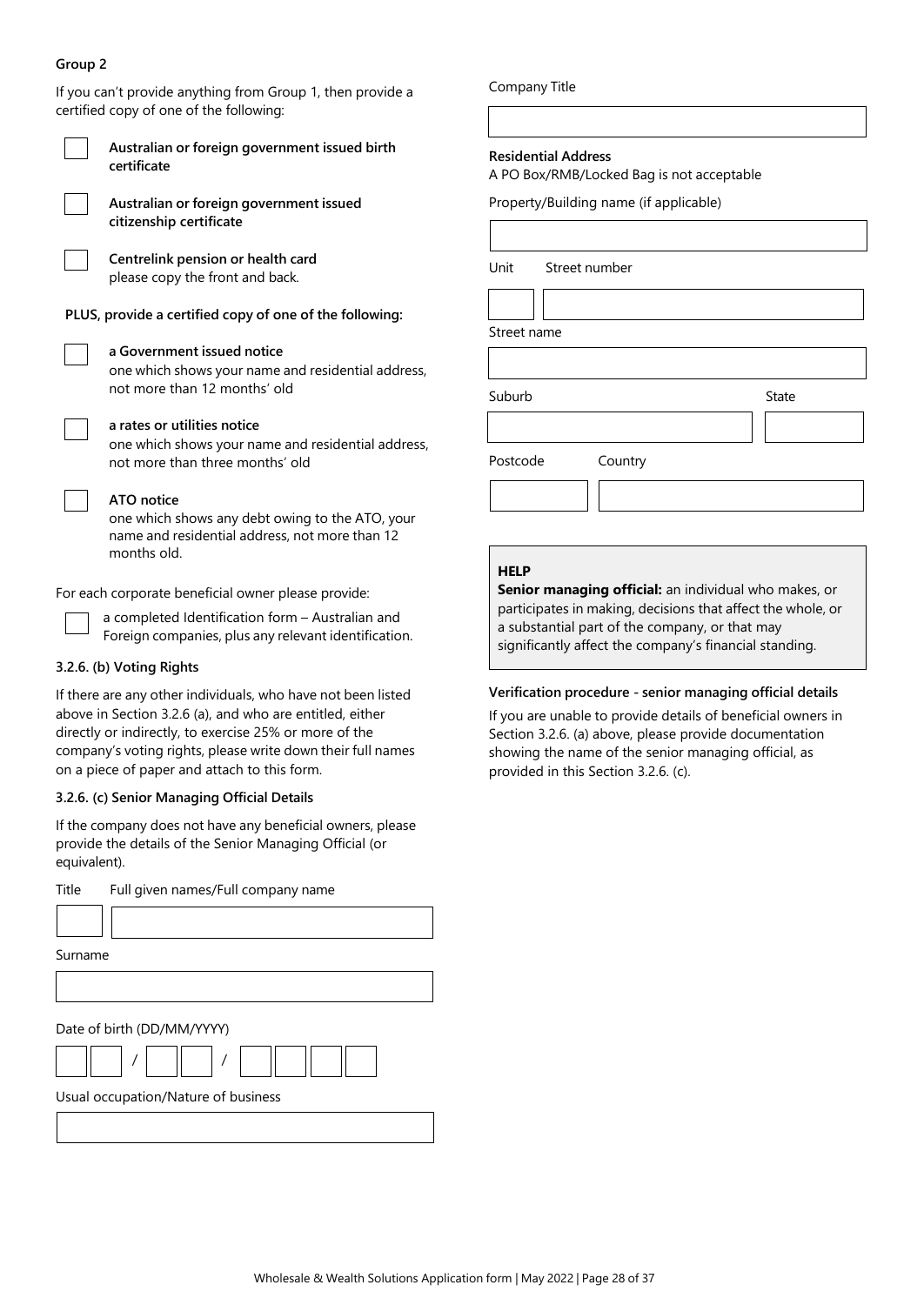**Group 2**

If you can't provide anything from Group 1, then provide a certified copy of one of the following:

- ☐ **Australian or foreign government issued birth certificate**
- ☐ **Australian or foreign government issued citizenship certificate**
- ☐ **Centrelink pension or health card** please copy the front and back.

**PLUS, provide a certified copy of one of the following:**

- ☐ **a Government issued notice** one which shows your name and residential address, not more than 12 months' old
- ☐ **a rates or utilities notice** one which shows your name and residential address, not more than three months' old
- ☐ **ATO notice** one which shows any debt owing to the ATO, your name and residential address, not more than 12 months old.

For each corporate beneficial owner please provide:

- ☐ a completed Identification form – Australian and Foreign companies, plus any relevant identification.

**3.2.6. (b) Voting Rights**

If there are any other individuals, who have not been listed above in Section 3.2.6 (a), and who are entitled, either directly or indirectly, to exercise 25% or more of the company's voting rights, please write down their full names on a piece of paper and attach to this form.

**3.2.6. (c) Senior Managing Official Details**

If the company does not have any beneficial owners, please provide the details of the Senior Managing Official (or equivalent).

Title | Full given names/Full company name

Surname

Date of birth (DD/MM/YYYY)

☐☐ / ☐☐ / ☐☐☐☐

Usual occupation/Nature of business

Company Title

**Residential Address**
A PO Box/RMB/Locked Bag is not acceptable

Property/Building name (if applicable)

Unit | Street number

Street name

Suburb | State

Postcode | Country

**HELP**
**Senior managing official:** an individual who makes, or participates in making, decisions that affect the whole, or a substantial part of the company, or that may significantly affect the company's financial standing.

**Verification procedure - senior managing official details**

If you are unable to provide details of beneficial owners in Section 3.2.6. (a) above, please provide documentation showing the name of the senior managing official, as provided in this Section 3.2.6. (c).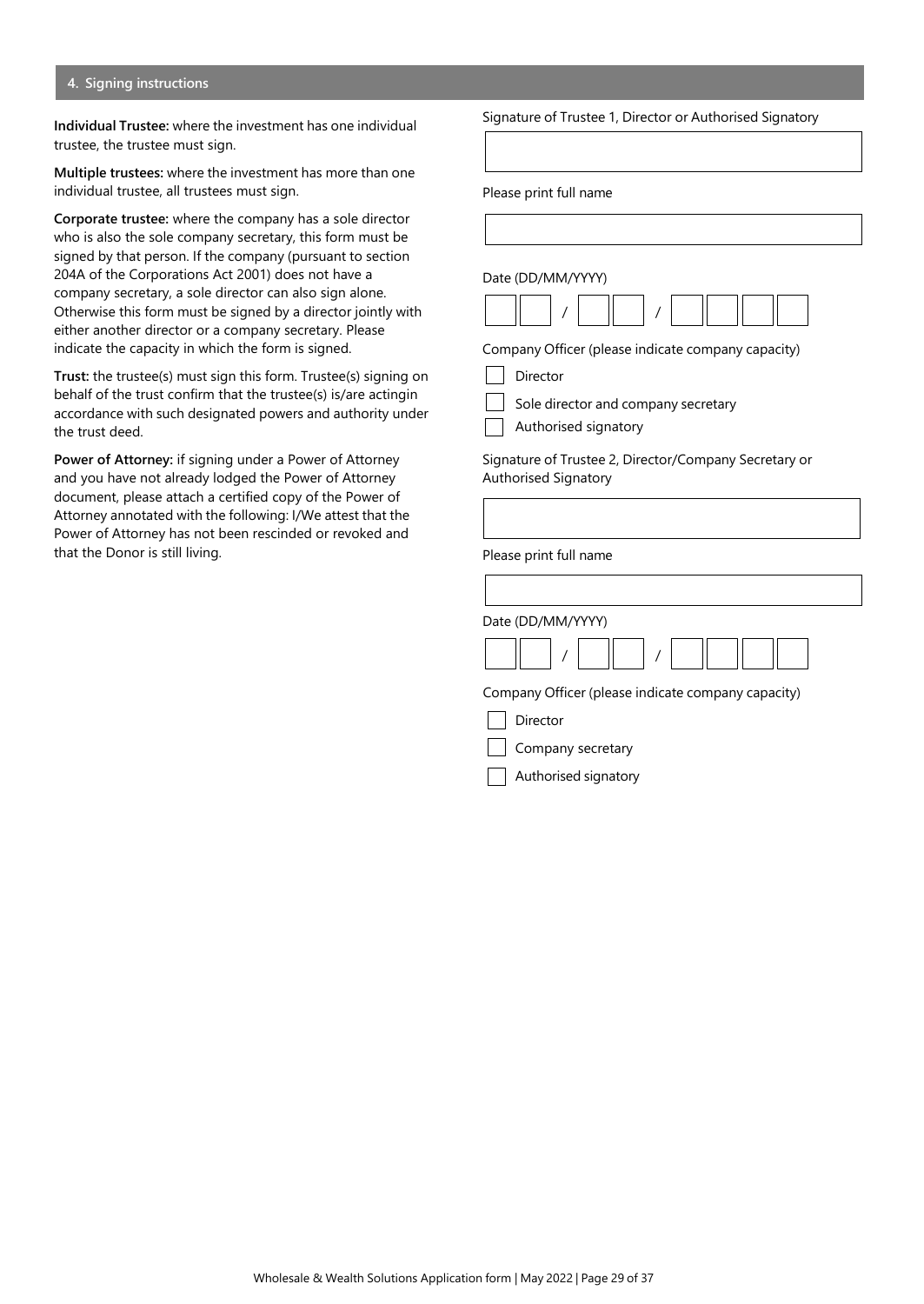## 4. Signing instructions

**Individual Trustee:** where the investment has one individual trustee, the trustee must sign.

**Multiple trustees:** where the investment has more than one individual trustee, all trustees must sign.

**Corporate trustee:** where the company has a sole director who is also the sole company secretary, this form must be signed by that person. If the company (pursuant to section 204A of the Corporations Act 2001) does not have a company secretary, a sole director can also sign alone. Otherwise this form must be signed by a director jointly with either another director or a company secretary. Please indicate the capacity in which the form is signed.

**Trust:** the trustee(s) must sign this form. Trustee(s) signing on behalf of the trust confirm that the trustee(s) is/are actingin accordance with such designated powers and authority under the trust deed.

**Power of Attorney:** if signing under a Power of Attorney and you have not already lodged the Power of Attorney document, please attach a certified copy of the Power of Attorney annotated with the following: I/We attest that the Power of Attorney has not been rescinded or revoked and that the Donor is still living.

Signature of Trustee 1, Director or Authorised Signatory

Please print full name

Date (DD/MM/YYYY)

__ __ / __ __ / __ __ __ __

Company Officer (please indicate company capacity)

☐ Director

☐ Sole director and company secretary

☐ Authorised signatory

Signature of Trustee 2, Director/Company Secretary or Authorised Signatory

Please print full name

Date (DD/MM/YYYY)

__ __ / __ __ / __ __ __ __

Company Officer (please indicate company capacity)

☐ Director

☐ Company secretary

☐ Authorised signatory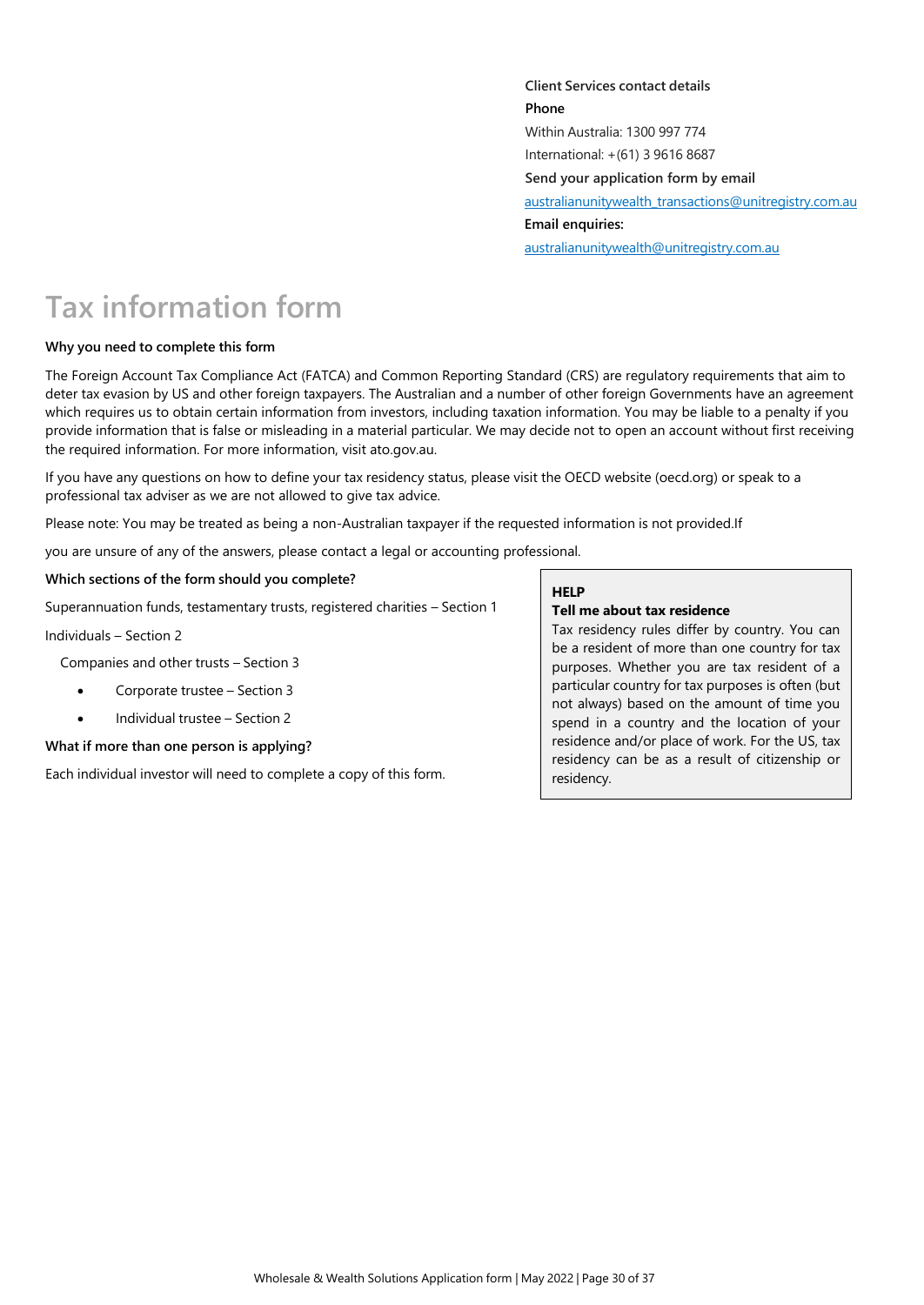**Client Services contact details**

**Phone**

Within Australia: 1300 997 774

International: +(61) 3 9616 8687

**Send your application form by email**

australianunitywealth_transactions@unitregistry.com.au

**Email enquiries:**

australianunitywealth@unitregistry.com.au

# Tax information form

**Why you need to complete this form**

The Foreign Account Tax Compliance Act (FATCA) and Common Reporting Standard (CRS) are regulatory requirements that aim to deter tax evasion by US and other foreign taxpayers. The Australian and a number of other foreign Governments have an agreement which requires us to obtain certain information from investors, including taxation information. You may be liable to a penalty if you provide information that is false or misleading in a material particular. We may decide not to open an account without first receiving the required information. For more information, visit ato.gov.au.

If you have any questions on how to define your tax residency status, please visit the OECD website (oecd.org) or speak to a professional tax adviser as we are not allowed to give tax advice.

Please note: You may be treated as being a non-Australian taxpayer if the requested information is not provided.If

you are unsure of any of the answers, please contact a legal or accounting professional.

**Which sections of the form should you complete?**

Superannuation funds, testamentary trusts, registered charities – Section 1

Individuals – Section 2

Companies and other trusts – Section 3

- Corporate trustee – Section 3
- Individual trustee – Section 2

**What if more than one person is applying?**

Each individual investor will need to complete a copy of this form.

**HELP**

**Tell me about tax residence**

Tax residency rules differ by country. You can be a resident of more than one country for tax purposes. Whether you are tax resident of a particular country for tax purposes is often (but not always) based on the amount of time you spend in a country and the location of your residence and/or place of work. For the US, tax residency can be as a result of citizenship or residency.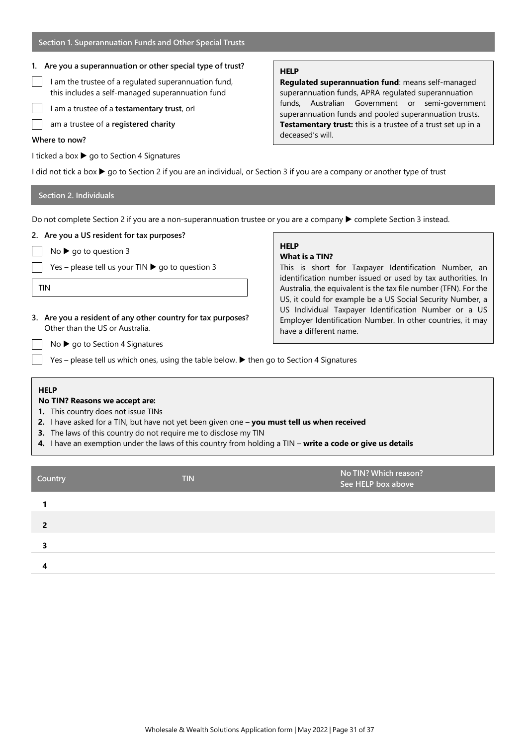## Section 1. Superannuation Funds and Other Special Trusts

**1. Are you a superannuation or other special type of trust?**

- ☐ I am the trustee of a regulated superannuation fund, this includes a self-managed superannuation fund
- ☐ I am a trustee of a **testamentary trust**, orI
- ☐ am a trustee of a **registered charity**

> **HELP**
>
> **Regulated superannuation fund**: means self-managed superannuation funds, APRA regulated superannuation funds, Australian Government or semi-government superannuation funds and pooled superannuation trusts.
> **Testamentary trust:** this is a trustee of a trust set up in a deceased's will.

**Where to now?**

I ticked a box ▶ go to Section 4 Signatures

I did not tick a box ▶ go to Section 2 if you are an individual, or Section 3 if you are a company or another type of trust

## Section 2. Individuals

Do not complete Section 2 if you are a non-superannuation trustee or you are a company ▶ complete Section 3 instead.

**2. Are you a US resident for tax purposes?**

- ☐ No ▶ go to question 3
- ☐ Yes – please tell us your TIN ▶ go to question 3

TIN

> **HELP**
>
> **What is a TIN?**
>
> This is short for Taxpayer Identification Number, an identification number issued or used by tax authorities. In Australia, the equivalent is the tax file number (TFN). For the US, it could for example be a US Social Security Number, a US Individual Taxpayer Identification Number or a US Employer Identification Number. In other countries, it may have a different name.

**3. Are you a resident of any other country for tax purposes?**
Other than the US or Australia.

- ☐ No ▶ go to Section 4 Signatures
- ☐ Yes – please tell us which ones, using the table below. ▶ then go to Section 4 Signatures

> **HELP**
>
> **No TIN? Reasons we accept are:**
>
> 1. This country does not issue TINs
> 2. I have asked for a TIN, but have not yet been given one – **you must tell us when received**
> 3. The laws of this country do not require me to disclose my TIN
> 4. I have an exemption under the laws of this country from holding a TIN – **write a code or give us details**

| Country | TIN | No TIN? Which reason? See HELP box above |
|---|---|---|
| 1 | | |
| 2 | | |
| 3 | | |
| 4 | | |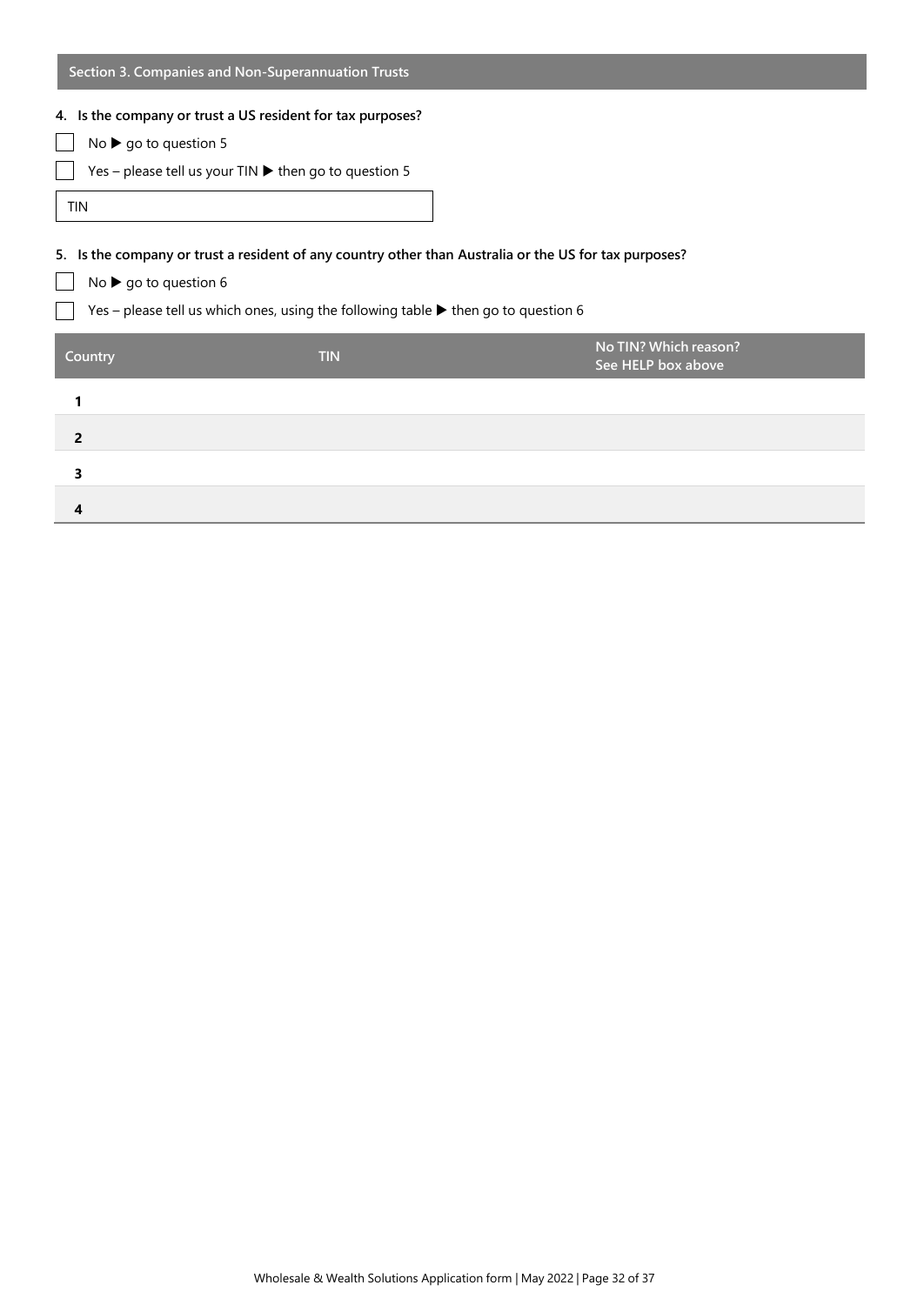## Section 3. Companies and Non-Superannuation Trusts

**4. Is the company or trust a US resident for tax purposes?**

☐ No ▶ go to question 5

☐ Yes – please tell us your TIN ▶ then go to question 5

TIN

**5. Is the company or trust a resident of any country other than Australia or the US for tax purposes?**

☐ No ▶ go to question 6

☐ Yes – please tell us which ones, using the following table ▶ then go to question 6

| Country | TIN | No TIN? Which reason? See HELP box above |
|---|---|---|
| 1 | | |
| 2 | | |
| 3 | | |
| 4 | | |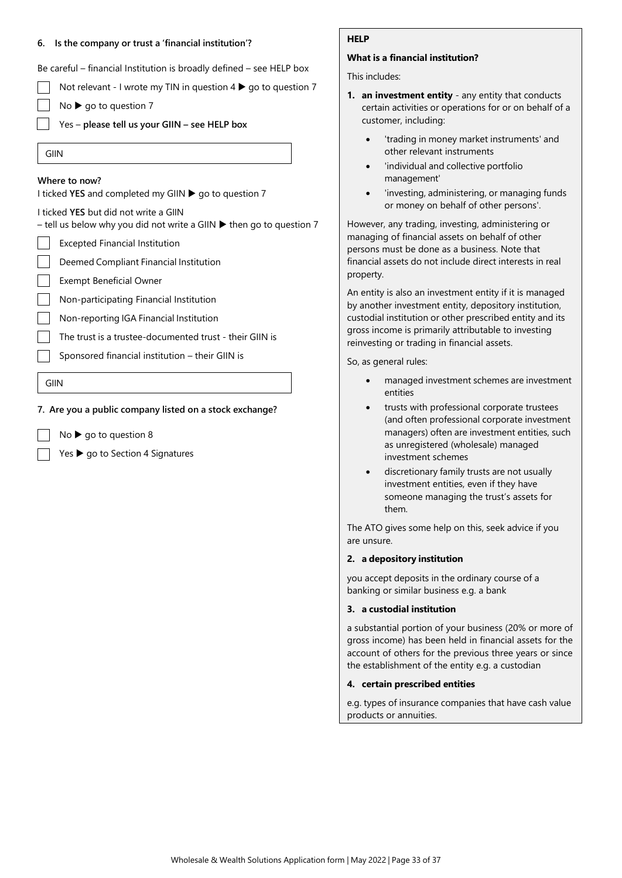### 6. Is the company or trust a 'financial institution'?

Be careful – financial Institution is broadly defined – see HELP box

- ☐ Not relevant - I wrote my TIN in question 4 ▶ go to question 7
- ☐ No ▶ go to question 7
- ☐ Yes – **please tell us your GIIN – see HELP box**

GIIN

**Where to now?**

I ticked **YES** and completed my GIIN ▶ go to question 7

I ticked **YES** but did not write a GIIN
– tell us below why you did not write a GIIN ▶ then go to question 7

- ☐ Excepted Financial Institution
- ☐ Deemed Compliant Financial Institution
- ☐ Exempt Beneficial Owner
- ☐ Non-participating Financial Institution
- ☐ Non-reporting IGA Financial Institution
- ☐ The trust is a trustee-documented trust - their GIIN is
- ☐ Sponsored financial institution – their GIIN is

GIIN

### 7. Are you a public company listed on a stock exchange?

- ☐ No ▶ go to question 8
- ☐ Yes ▶ go to Section 4 Signatures

**HELP**

**What is a financial institution?**

This includes:

1. **an investment entity** - any entity that conducts certain activities or operations for or on behalf of a customer, including:
   - 'trading in money market instruments' and other relevant instruments
   - 'individual and collective portfolio management'
   - 'investing, administering, or managing funds or money on behalf of other persons'.

However, any trading, investing, administering or managing of financial assets on behalf of other persons must be done as a business. Note that financial assets do not include direct interests in real property.

An entity is also an investment entity if it is managed by another investment entity, depository institution, custodial institution or other prescribed entity and its gross income is primarily attributable to investing reinvesting or trading in financial assets.

So, as general rules:

- managed investment schemes are investment entities
- trusts with professional corporate trustees (and often professional corporate investment managers) often are investment entities, such as unregistered (wholesale) managed investment schemes
- discretionary family trusts are not usually investment entities, even if they have someone managing the trust's assets for them.

The ATO gives some help on this, seek advice if you are unsure.

2. **a depository institution**

you accept deposits in the ordinary course of a banking or similar business e.g. a bank

3. **a custodial institution**

a substantial portion of your business (20% or more of gross income) has been held in financial assets for the account of others for the previous three years or since the establishment of the entity e.g. a custodian

4. **certain prescribed entities**

e.g. types of insurance companies that have cash value products or annuities.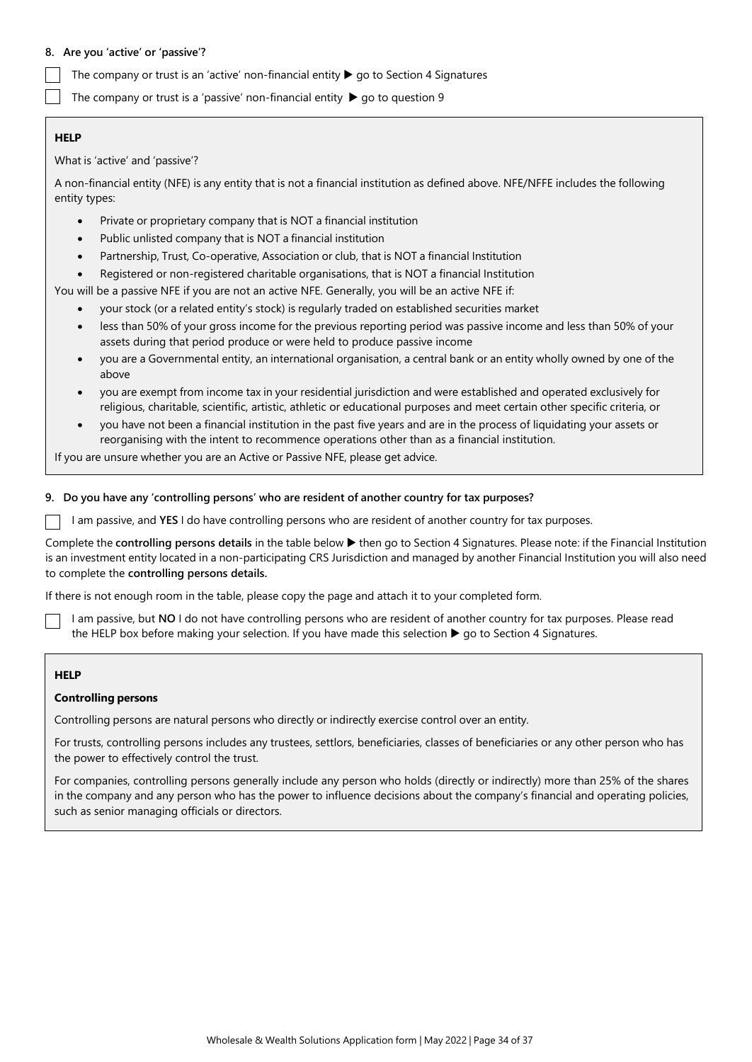**8. Are you 'active' or 'passive'?**

☐ The company or trust is an 'active' non-financial entity ▶ go to Section 4 Signatures

☐ The company or trust is a 'passive' non-financial entity ▶ go to question 9

**HELP**

What is 'active' and 'passive'?

A non-financial entity (NFE) is any entity that is not a financial institution as defined above. NFE/NFFE includes the following entity types:

- Private or proprietary company that is NOT a financial institution
- Public unlisted company that is NOT a financial institution
- Partnership, Trust, Co-operative, Association or club, that is NOT a financial Institution
- Registered or non-registered charitable organisations, that is NOT a financial Institution

You will be a passive NFE if you are not an active NFE. Generally, you will be an active NFE if:

- your stock (or a related entity's stock) is regularly traded on established securities market
- less than 50% of your gross income for the previous reporting period was passive income and less than 50% of your assets during that period produce or were held to produce passive income
- you are a Governmental entity, an international organisation, a central bank or an entity wholly owned by one of the above
- you are exempt from income tax in your residential jurisdiction and were established and operated exclusively for religious, charitable, scientific, artistic, athletic or educational purposes and meet certain other specific criteria, or
- you have not been a financial institution in the past five years and are in the process of liquidating your assets or reorganising with the intent to recommence operations other than as a financial institution.

If you are unsure whether you are an Active or Passive NFE, please get advice.

**9. Do you have any 'controlling persons' who are resident of another country for tax purposes?**

☐ I am passive, and **YES** I do have controlling persons who are resident of another country for tax purposes.

Complete the **controlling persons details** in the table below ▶ then go to Section 4 Signatures. Please note: if the Financial Institution is an investment entity located in a non-participating CRS Jurisdiction and managed by another Financial Institution you will also need to complete the **controlling persons details.**

If there is not enough room in the table, please copy the page and attach it to your completed form.

☐ I am passive, but **NO** I do not have controlling persons who are resident of another country for tax purposes. Please read the HELP box before making your selection. If you have made this selection ▶ go to Section 4 Signatures.

**HELP**

**Controlling persons**

Controlling persons are natural persons who directly or indirectly exercise control over an entity.

For trusts, controlling persons includes any trustees, settlors, beneficiaries, classes of beneficiaries or any other person who has the power to effectively control the trust.

For companies, controlling persons generally include any person who holds (directly or indirectly) more than 25% of the shares in the company and any person who has the power to influence decisions about the company's financial and operating policies, such as senior managing officials or directors.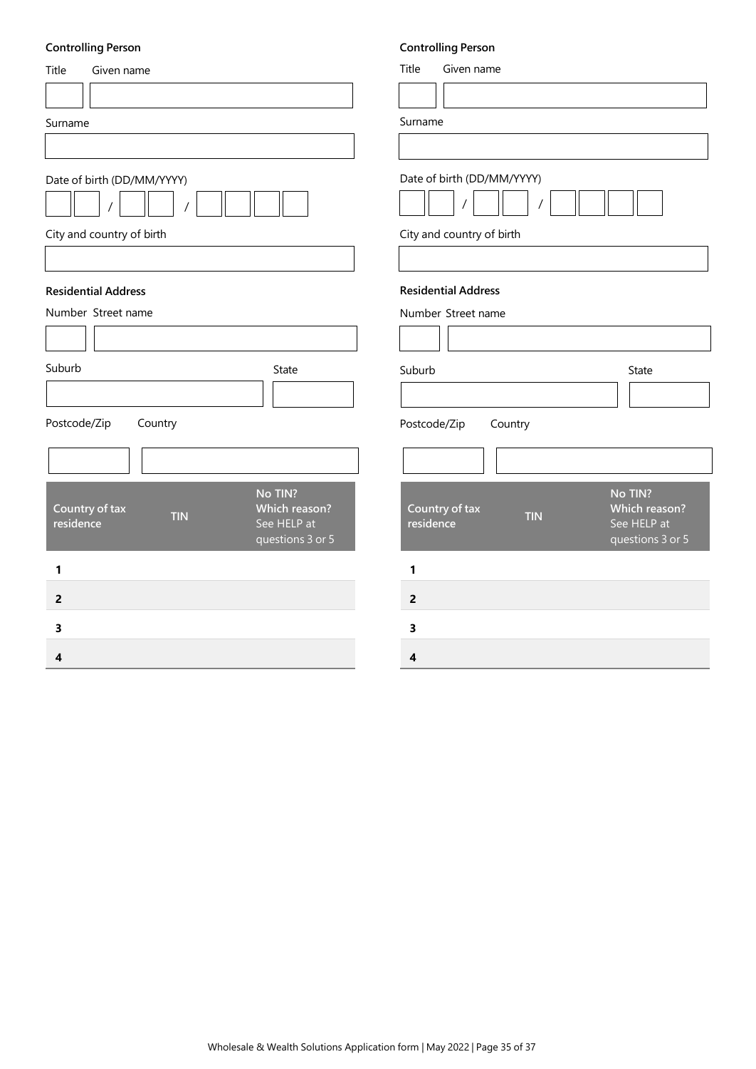**Controlling Person**

Title Given name

Surname

Date of birth (DD/MM/YYYY)

/ /

City and country of birth

**Residential Address**

Number Street name

Suburb State

Postcode/Zip Country

| | Country of tax residence | TIN | No TIN? Which reason? See HELP at questions 3 or 5 |
|---|---|---|---|
| 1 | | | |
| 2 | | | |
| 3 | | | |
| 4 | | | |

**Controlling Person**

Title Given name

Surname

Date of birth (DD/MM/YYYY)

/ /

City and country of birth

**Residential Address**

Number Street name

Suburb State

Postcode/Zip Country

| | Country of tax residence | TIN | No TIN? Which reason? See HELP at questions 3 or 5 |
|---|---|---|---|
| 1 | | | |
| 2 | | | |
| 3 | | | |
| 4 | | | |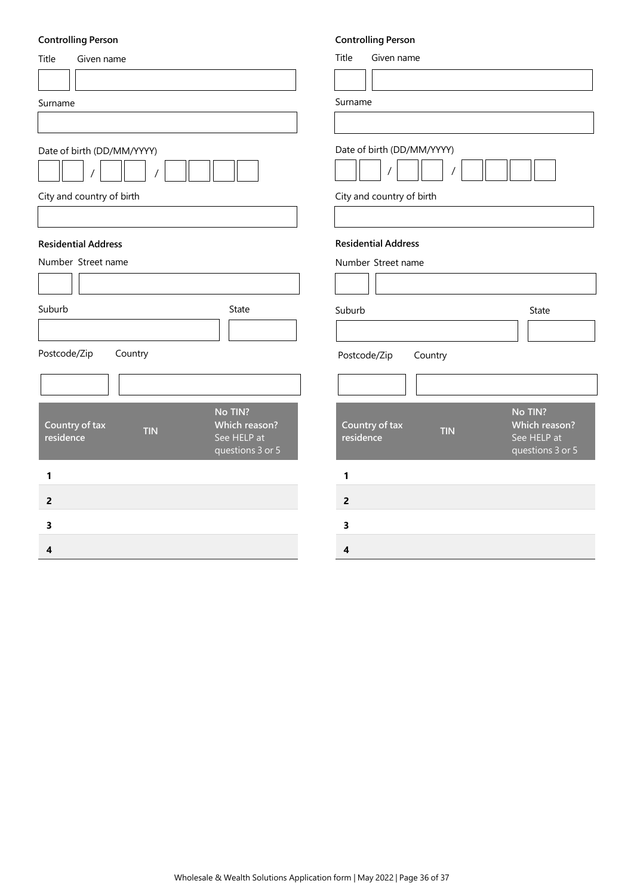**Controlling Person**

Title | Given name

Surname

Date of birth (DD/MM/YYYY)

__ __ / __ __ / __ __ __ __

City and country of birth

**Residential Address**

Number | Street name

Suburb | State

Postcode/Zip | Country

| | Country of tax residence | TIN | No TIN? Which reason? See HELP at questions 3 or 5 |
|---|---|---|---|
| 1 | | | |
| 2 | | | |
| 3 | | | |
| 4 | | | |

**Controlling Person**

Title | Given name

Surname

Date of birth (DD/MM/YYYY)

__ __ / __ __ / __ __ __ __

City and country of birth

**Residential Address**

Number | Street name

Suburb | State

Postcode/Zip | Country

| | Country of tax residence | TIN | No TIN? Which reason? See HELP at questions 3 or 5 |
|---|---|---|---|
| 1 | | | |
| 2 | | | |
| 3 | | | |
| 4 | | | |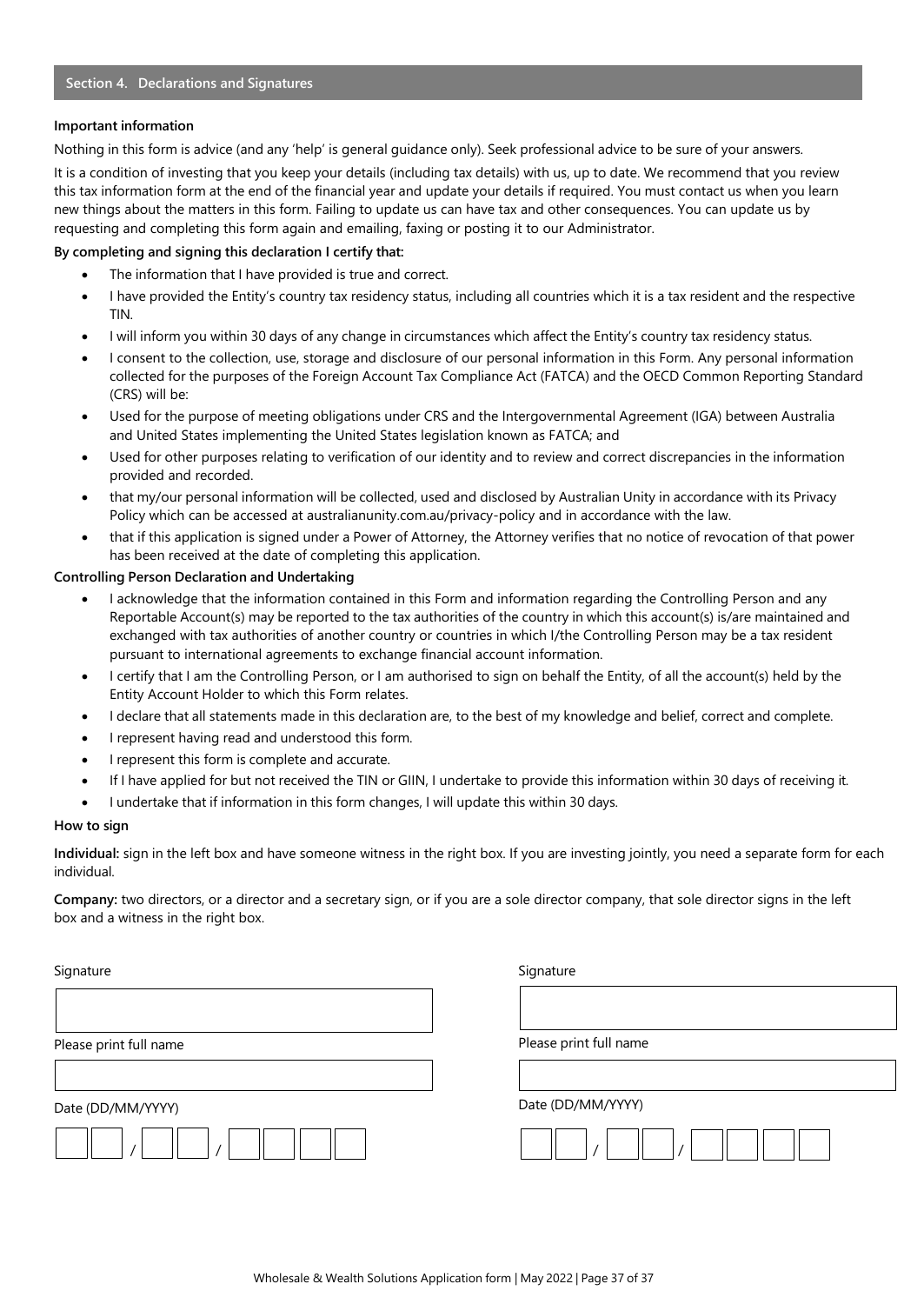## Section 4. Declarations and Signatures

**Important information**

Nothing in this form is advice (and any 'help' is general guidance only). Seek professional advice to be sure of your answers.

It is a condition of investing that you keep your details (including tax details) with us, up to date. We recommend that you review this tax information form at the end of the financial year and update your details if required. You must contact us when you learn new things about the matters in this form. Failing to update us can have tax and other consequences. You can update us by requesting and completing this form again and emailing, faxing or posting it to our Administrator.

**By completing and signing this declaration I certify that:**

- The information that I have provided is true and correct.
- I have provided the Entity's country tax residency status, including all countries which it is a tax resident and the respective TIN.
- I will inform you within 30 days of any change in circumstances which affect the Entity's country tax residency status.
- I consent to the collection, use, storage and disclosure of our personal information in this Form. Any personal information collected for the purposes of the Foreign Account Tax Compliance Act (FATCA) and the OECD Common Reporting Standard (CRS) will be:
- Used for the purpose of meeting obligations under CRS and the Intergovernmental Agreement (IGA) between Australia and United States implementing the United States legislation known as FATCA; and
- Used for other purposes relating to verification of our identity and to review and correct discrepancies in the information provided and recorded.
- that my/our personal information will be collected, used and disclosed by Australian Unity in accordance with its Privacy Policy which can be accessed at australianunity.com.au/privacy-policy and in accordance with the law.
- that if this application is signed under a Power of Attorney, the Attorney verifies that no notice of revocation of that power has been received at the date of completing this application.

**Controlling Person Declaration and Undertaking**

- I acknowledge that the information contained in this Form and information regarding the Controlling Person and any Reportable Account(s) may be reported to the tax authorities of the country in which this account(s) is/are maintained and exchanged with tax authorities of another country or countries in which I/the Controlling Person may be a tax resident pursuant to international agreements to exchange financial account information.
- I certify that I am the Controlling Person, or I am authorised to sign on behalf the Entity, of all the account(s) held by the Entity Account Holder to which this Form relates.
- I declare that all statements made in this declaration are, to the best of my knowledge and belief, correct and complete.
- I represent having read and understood this form.
- I represent this form is complete and accurate.
- If I have applied for but not received the TIN or GIIN, I undertake to provide this information within 30 days of receiving it.
- I undertake that if information in this form changes, I will update this within 30 days.

**How to sign**

**Individual:** sign in the left box and have someone witness in the right box. If you are investing jointly, you need a separate form for each individual.

**Company:** two directors, or a director and a secretary sign, or if you are a sole director company, that sole director signs in the left box and a witness in the right box.

Signature

Please print full name

Date (DD/MM/YYYY)

__ __ / __ __ / __ __ __ __

Signature

Please print full name

Date (DD/MM/YYYY)

__ __ / __ __ / __ __ __ __